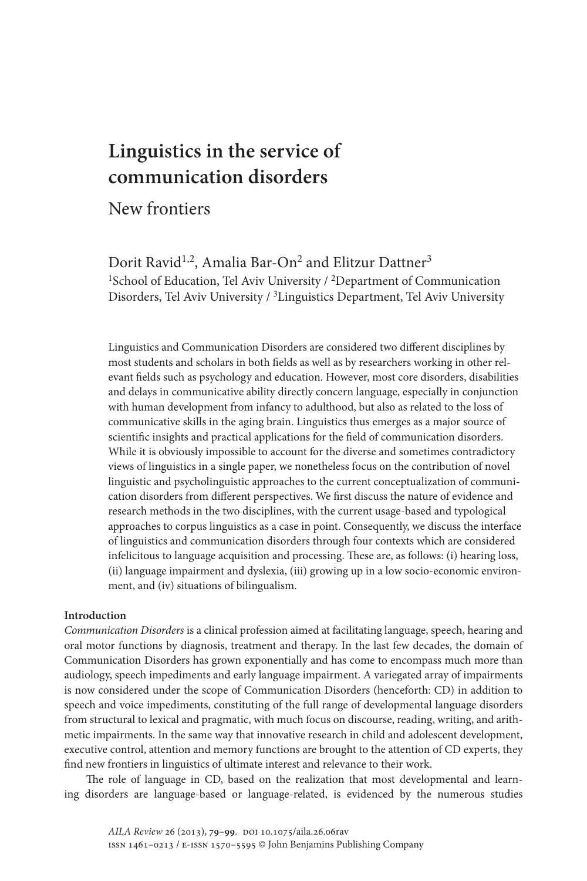# Linguistics in the service of communication disorders

## New frontiers

Dorit Ravid[1,2], Amalia Bar-On[2] and Elitzur Dattner[3]

[1]School of Education, Tel Aviv University / [2]Department of Communication Disorders, Tel Aviv University / [3]Linguistics Department, Tel Aviv University

Linguistics and Communication Disorders are considered two different disciplines by most students and scholars in both fields as well as by researchers working in other relevant fields such as psychology and education. However, most core disorders, disabilities and delays in communicative ability directly concern language, especially in conjunction with human development from infancy to adulthood, but also as related to the loss of communicative skills in the aging brain. Linguistics thus emerges as a major source of scientific insights and practical applications for the field of communication disorders. While it is obviously impossible to account for the diverse and sometimes contradictory views of linguistics in a single paper, we nonetheless focus on the contribution of novel linguistic and psycholinguistic approaches to the current conceptualization of communication disorders from different perspectives. We first discuss the nature of evidence and research methods in the two disciplines, with the current usage-based and typological approaches to corpus linguistics as a case in point. Consequently, we discuss the interface of linguistics and communication disorders through four contexts which are considered infelicitous to language acquisition and processing. These are, as follows: (i) hearing loss, (ii) language impairment and dyslexia, (iii) growing up in a low socio-economic environment, and (iv) situations of bilingualism.

**Introduction**

*Communication Disorders* is a clinical profession aimed at facilitating language, speech, hearing and oral motor functions by diagnosis, treatment and therapy. In the last few decades, the domain of Communication Disorders has grown exponentially and has come to encompass much more than audiology, speech impediments and early language impairment. A variegated array of impairments is now considered under the scope of Communication Disorders (henceforth: CD) in addition to speech and voice impediments, constituting of the full range of developmental language disorders from structural to lexical and pragmatic, with much focus on discourse, reading, writing, and arithmetic impairments. In the same way that innovative research in child and adolescent development, executive control, attention and memory functions are brought to the attention of CD experts, they find new frontiers in linguistics of ultimate interest and relevance to their work.

The role of language in CD, based on the realization that most developmental and learning disorders are language-based or language-related, is evidenced by the numerous studies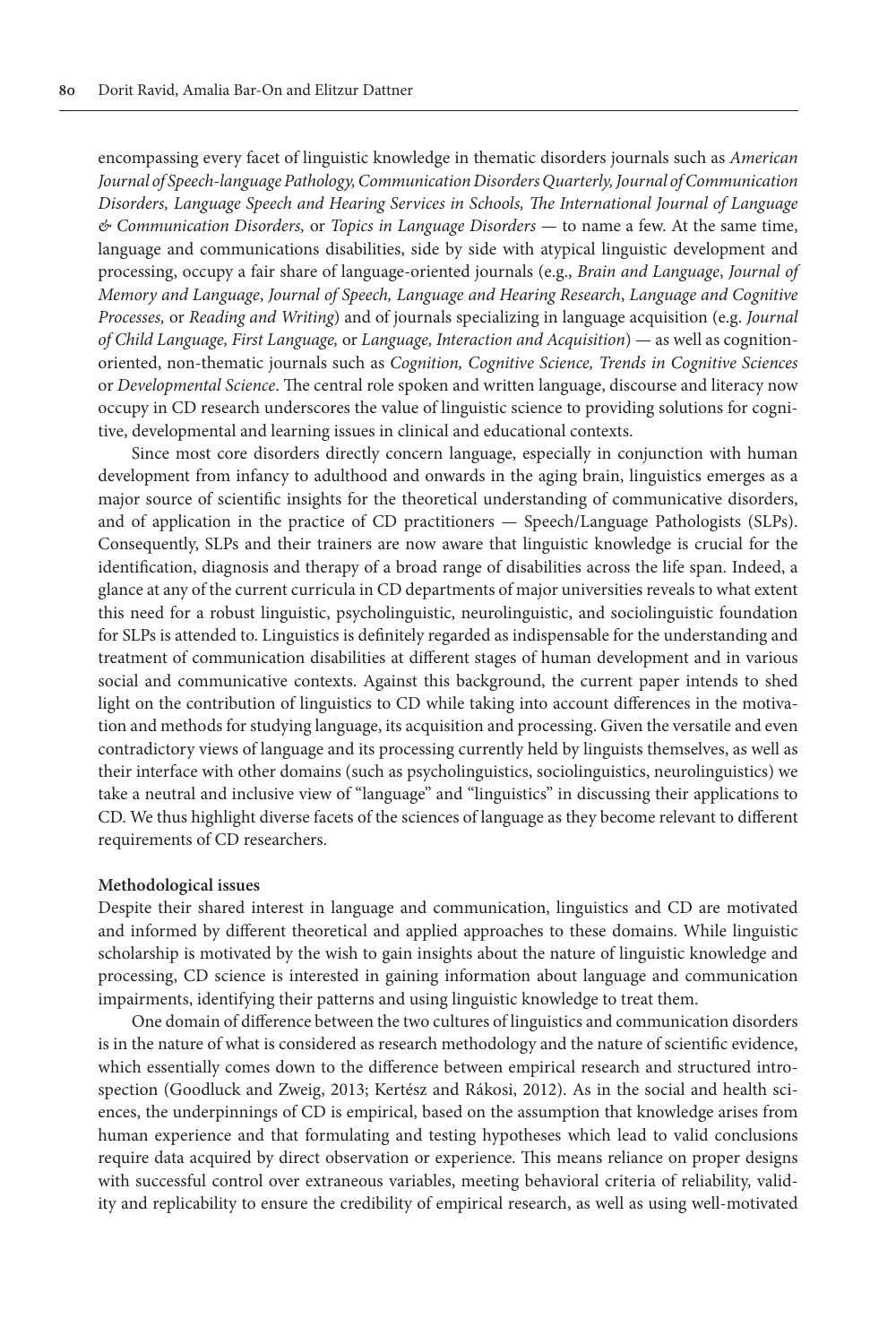encompassing every facet of linguistic knowledge in thematic disorders journals such as *American Journal of Speech-language Pathology, Communication Disorders Quarterly, Journal of Communication Disorders, Language Speech and Hearing Services in Schools, The International Journal of Language & Communication Disorders,* or *Topics in Language Disorders* — to name a few. At the same time, language and communications disabilities, side by side with atypical linguistic development and processing, occupy a fair share of language-oriented journals (e.g., *Brain and Language*, *Journal of Memory and Language*, *Journal of Speech, Language and Hearing Research*, *Language and Cognitive Processes,* or *Reading and Writing*) and of journals specializing in language acquisition (e.g. *Journal of Child Language, First Language,* or *Language, Interaction and Acquisition*) — as well as cognition-oriented, non-thematic journals such as *Cognition, Cognitive Science, Trends in Cognitive Sciences* or *Developmental Science*. The central role spoken and written language, discourse and literacy now occupy in CD research underscores the value of linguistic science to providing solutions for cognitive, developmental and learning issues in clinical and educational contexts.

Since most core disorders directly concern language, especially in conjunction with human development from infancy to adulthood and onwards in the aging brain, linguistics emerges as a major source of scientific insights for the theoretical understanding of communicative disorders, and of application in the practice of CD practitioners — Speech/Language Pathologists (SLPs). Consequently, SLPs and their trainers are now aware that linguistic knowledge is crucial for the identification, diagnosis and therapy of a broad range of disabilities across the life span. Indeed, a glance at any of the current curricula in CD departments of major universities reveals to what extent this need for a robust linguistic, psycholinguistic, neurolinguistic, and sociolinguistic foundation for SLPs is attended to. Linguistics is definitely regarded as indispensable for the understanding and treatment of communication disabilities at different stages of human development and in various social and communicative contexts. Against this background, the current paper intends to shed light on the contribution of linguistics to CD while taking into account differences in the motivation and methods for studying language, its acquisition and processing. Given the versatile and even contradictory views of language and its processing currently held by linguists themselves, as well as their interface with other domains (such as psycholinguistics, sociolinguistics, neurolinguistics) we take a neutral and inclusive view of "language" and "linguistics" in discussing their applications to CD. We thus highlight diverse facets of the sciences of language as they become relevant to different requirements of CD researchers.

**Methodological issues**

Despite their shared interest in language and communication, linguistics and CD are motivated and informed by different theoretical and applied approaches to these domains. While linguistic scholarship is motivated by the wish to gain insights about the nature of linguistic knowledge and processing, CD science is interested in gaining information about language and communication impairments, identifying their patterns and using linguistic knowledge to treat them.

One domain of difference between the two cultures of linguistics and communication disorders is in the nature of what is considered as research methodology and the nature of scientific evidence, which essentially comes down to the difference between empirical research and structured introspection (Goodluck and Zweig, 2013; Kertész and Rákosi, 2012). As in the social and health sciences, the underpinnings of CD is empirical, based on the assumption that knowledge arises from human experience and that formulating and testing hypotheses which lead to valid conclusions require data acquired by direct observation or experience. This means reliance on proper designs with successful control over extraneous variables, meeting behavioral criteria of reliability, validity and replicability to ensure the credibility of empirical research, as well as using well-motivated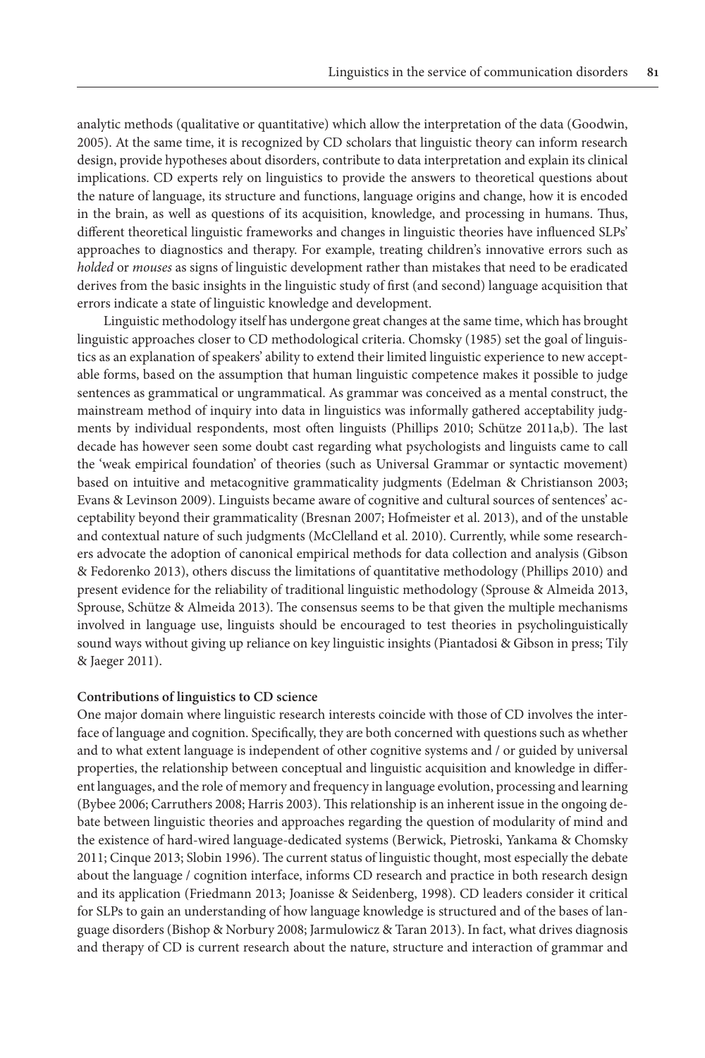analytic methods (qualitative or quantitative) which allow the interpretation of the data (Goodwin, 2005). At the same time, it is recognized by CD scholars that linguistic theory can inform research design, provide hypotheses about disorders, contribute to data interpretation and explain its clinical implications. CD experts rely on linguistics to provide the answers to theoretical questions about the nature of language, its structure and functions, language origins and change, how it is encoded in the brain, as well as questions of its acquisition, knowledge, and processing in humans. Thus, different theoretical linguistic frameworks and changes in linguistic theories have influenced SLPs' approaches to diagnostics and therapy. For example, treating children's innovative errors such as *holded* or *mouses* as signs of linguistic development rather than mistakes that need to be eradicated derives from the basic insights in the linguistic study of first (and second) language acquisition that errors indicate a state of linguistic knowledge and development.

Linguistic methodology itself has undergone great changes at the same time, which has brought linguistic approaches closer to CD methodological criteria. Chomsky (1985) set the goal of linguistics as an explanation of speakers' ability to extend their limited linguistic experience to new acceptable forms, based on the assumption that human linguistic competence makes it possible to judge sentences as grammatical or ungrammatical. As grammar was conceived as a mental construct, the mainstream method of inquiry into data in linguistics was informally gathered acceptability judgments by individual respondents, most often linguists (Phillips 2010; Schütze 2011a,b). The last decade has however seen some doubt cast regarding what psychologists and linguists came to call the 'weak empirical foundation' of theories (such as Universal Grammar or syntactic movement) based on intuitive and metacognitive grammaticality judgments (Edelman & Christianson 2003; Evans & Levinson 2009). Linguists became aware of cognitive and cultural sources of sentences' acceptability beyond their grammaticality (Bresnan 2007; Hofmeister et al. 2013), and of the unstable and contextual nature of such judgments (McClelland et al. 2010). Currently, while some researchers advocate the adoption of canonical empirical methods for data collection and analysis (Gibson & Fedorenko 2013), others discuss the limitations of quantitative methodology (Phillips 2010) and present evidence for the reliability of traditional linguistic methodology (Sprouse & Almeida 2013, Sprouse, Schütze & Almeida 2013). The consensus seems to be that given the multiple mechanisms involved in language use, linguists should be encouraged to test theories in psycholinguistically sound ways without giving up reliance on key linguistic insights (Piantadosi & Gibson in press; Tily & Jaeger 2011).

**Contributions of linguistics to CD science**

One major domain where linguistic research interests coincide with those of CD involves the interface of language and cognition. Specifically, they are both concerned with questions such as whether and to what extent language is independent of other cognitive systems and / or guided by universal properties, the relationship between conceptual and linguistic acquisition and knowledge in different languages, and the role of memory and frequency in language evolution, processing and learning (Bybee 2006; Carruthers 2008; Harris 2003). This relationship is an inherent issue in the ongoing debate between linguistic theories and approaches regarding the question of modularity of mind and the existence of hard-wired language-dedicated systems (Berwick, Pietroski, Yankama & Chomsky 2011; Cinque 2013; Slobin 1996). The current status of linguistic thought, most especially the debate about the language / cognition interface, informs CD research and practice in both research design and its application (Friedmann 2013; Joanisse & Seidenberg, 1998). CD leaders consider it critical for SLPs to gain an understanding of how language knowledge is structured and of the bases of language disorders (Bishop & Norbury 2008; Jarmulowicz & Taran 2013). In fact, what drives diagnosis and therapy of CD is current research about the nature, structure and interaction of grammar and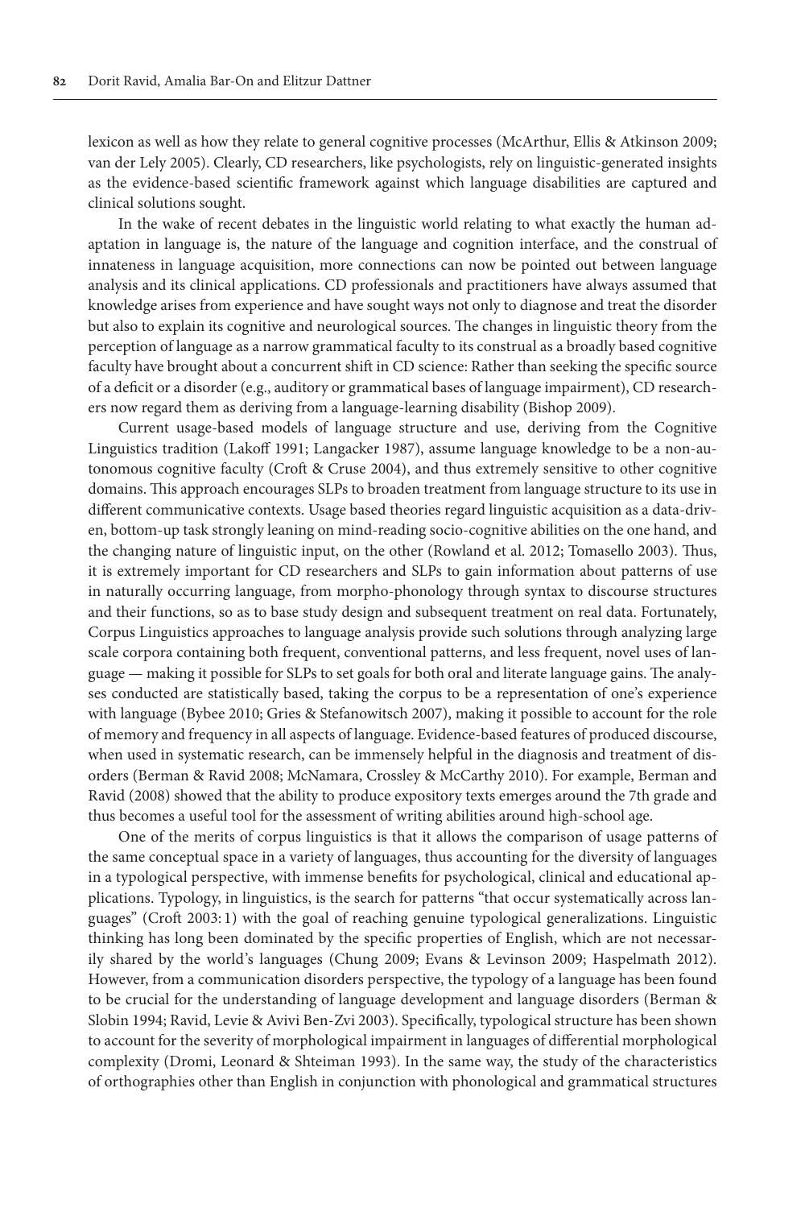lexicon as well as how they relate to general cognitive processes (McArthur, Ellis & Atkinson 2009; van der Lely 2005). Clearly, CD researchers, like psychologists, rely on linguistic-generated insights as the evidence-based scientific framework against which language disabilities are captured and clinical solutions sought.

In the wake of recent debates in the linguistic world relating to what exactly the human adaptation in language is, the nature of the language and cognition interface, and the construal of innateness in language acquisition, more connections can now be pointed out between language analysis and its clinical applications. CD professionals and practitioners have always assumed that knowledge arises from experience and have sought ways not only to diagnose and treat the disorder but also to explain its cognitive and neurological sources. The changes in linguistic theory from the perception of language as a narrow grammatical faculty to its construal as a broadly based cognitive faculty have brought about a concurrent shift in CD science: Rather than seeking the specific source of a deficit or a disorder (e.g., auditory or grammatical bases of language impairment), CD researchers now regard them as deriving from a language-learning disability (Bishop 2009).

Current usage-based models of language structure and use, deriving from the Cognitive Linguistics tradition (Lakoff 1991; Langacker 1987), assume language knowledge to be a non-autonomous cognitive faculty (Croft & Cruse 2004), and thus extremely sensitive to other cognitive domains. This approach encourages SLPs to broaden treatment from language structure to its use in different communicative contexts. Usage based theories regard linguistic acquisition as a data-driven, bottom-up task strongly leaning on mind-reading socio-cognitive abilities on the one hand, and the changing nature of linguistic input, on the other (Rowland et al. 2012; Tomasello 2003). Thus, it is extremely important for CD researchers and SLPs to gain information about patterns of use in naturally occurring language, from morpho-phonology through syntax to discourse structures and their functions, so as to base study design and subsequent treatment on real data. Fortunately, Corpus Linguistics approaches to language analysis provide such solutions through analyzing large scale corpora containing both frequent, conventional patterns, and less frequent, novel uses of language — making it possible for SLPs to set goals for both oral and literate language gains. The analyses conducted are statistically based, taking the corpus to be a representation of one's experience with language (Bybee 2010; Gries & Stefanowitsch 2007), making it possible to account for the role of memory and frequency in all aspects of language. Evidence-based features of produced discourse, when used in systematic research, can be immensely helpful in the diagnosis and treatment of disorders (Berman & Ravid 2008; McNamara, Crossley & McCarthy 2010). For example, Berman and Ravid (2008) showed that the ability to produce expository texts emerges around the 7th grade and thus becomes a useful tool for the assessment of writing abilities around high-school age.

One of the merits of corpus linguistics is that it allows the comparison of usage patterns of the same conceptual space in a variety of languages, thus accounting for the diversity of languages in a typological perspective, with immense benefits for psychological, clinical and educational applications. Typology, in linguistics, is the search for patterns "that occur systematically across languages" (Croft 2003:1) with the goal of reaching genuine typological generalizations. Linguistic thinking has long been dominated by the specific properties of English, which are not necessarily shared by the world's languages (Chung 2009; Evans & Levinson 2009; Haspelmath 2012). However, from a communication disorders perspective, the typology of a language has been found to be crucial for the understanding of language development and language disorders (Berman & Slobin 1994; Ravid, Levie & Avivi Ben-Zvi 2003). Specifically, typological structure has been shown to account for the severity of morphological impairment in languages of differential morphological complexity (Dromi, Leonard & Shteiman 1993). In the same way, the study of the characteristics of orthographies other than English in conjunction with phonological and grammatical structures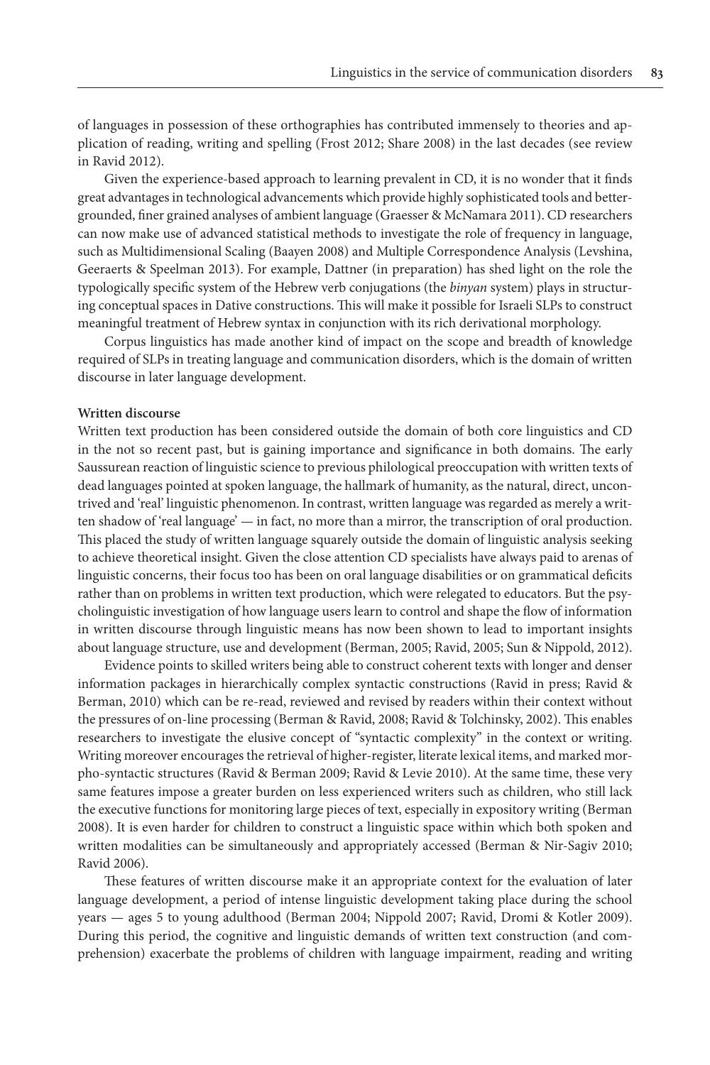of languages in possession of these orthographies has contributed immensely to theories and application of reading, writing and spelling (Frost 2012; Share 2008) in the last decades (see review in Ravid 2012).

Given the experience-based approach to learning prevalent in CD, it is no wonder that it finds great advantages in technological advancements which provide highly sophisticated tools and better-grounded, finer grained analyses of ambient language (Graesser & McNamara 2011). CD researchers can now make use of advanced statistical methods to investigate the role of frequency in language, such as Multidimensional Scaling (Baayen 2008) and Multiple Correspondence Analysis (Levshina, Geeraerts & Speelman 2013). For example, Dattner (in preparation) has shed light on the role the typologically specific system of the Hebrew verb conjugations (the *binyan* system) plays in structuring conceptual spaces in Dative constructions. This will make it possible for Israeli SLPs to construct meaningful treatment of Hebrew syntax in conjunction with its rich derivational morphology.

Corpus linguistics has made another kind of impact on the scope and breadth of knowledge required of SLPs in treating language and communication disorders, which is the domain of written discourse in later language development.

**Written discourse**

Written text production has been considered outside the domain of both core linguistics and CD in the not so recent past, but is gaining importance and significance in both domains. The early Saussurean reaction of linguistic science to previous philological preoccupation with written texts of dead languages pointed at spoken language, the hallmark of humanity, as the natural, direct, uncontrived and 'real' linguistic phenomenon. In contrast, written language was regarded as merely a written shadow of 'real language' — in fact, no more than a mirror, the transcription of oral production. This placed the study of written language squarely outside the domain of linguistic analysis seeking to achieve theoretical insight. Given the close attention CD specialists have always paid to arenas of linguistic concerns, their focus too has been on oral language disabilities or on grammatical deficits rather than on problems in written text production, which were relegated to educators. But the psycholinguistic investigation of how language users learn to control and shape the flow of information in written discourse through linguistic means has now been shown to lead to important insights about language structure, use and development (Berman, 2005; Ravid, 2005; Sun & Nippold, 2012).

Evidence points to skilled writers being able to construct coherent texts with longer and denser information packages in hierarchically complex syntactic constructions (Ravid in press; Ravid & Berman, 2010) which can be re-read, reviewed and revised by readers within their context without the pressures of on-line processing (Berman & Ravid, 2008; Ravid & Tolchinsky, 2002). This enables researchers to investigate the elusive concept of "syntactic complexity" in the context or writing. Writing moreover encourages the retrieval of higher-register, literate lexical items, and marked morpho-syntactic structures (Ravid & Berman 2009; Ravid & Levie 2010). At the same time, these very same features impose a greater burden on less experienced writers such as children, who still lack the executive functions for monitoring large pieces of text, especially in expository writing (Berman 2008). It is even harder for children to construct a linguistic space within which both spoken and written modalities can be simultaneously and appropriately accessed (Berman & Nir-Sagiv 2010; Ravid 2006).

These features of written discourse make it an appropriate context for the evaluation of later language development, a period of intense linguistic development taking place during the school years — ages 5 to young adulthood (Berman 2004; Nippold 2007; Ravid, Dromi & Kotler 2009). During this period, the cognitive and linguistic demands of written text construction (and comprehension) exacerbate the problems of children with language impairment, reading and writing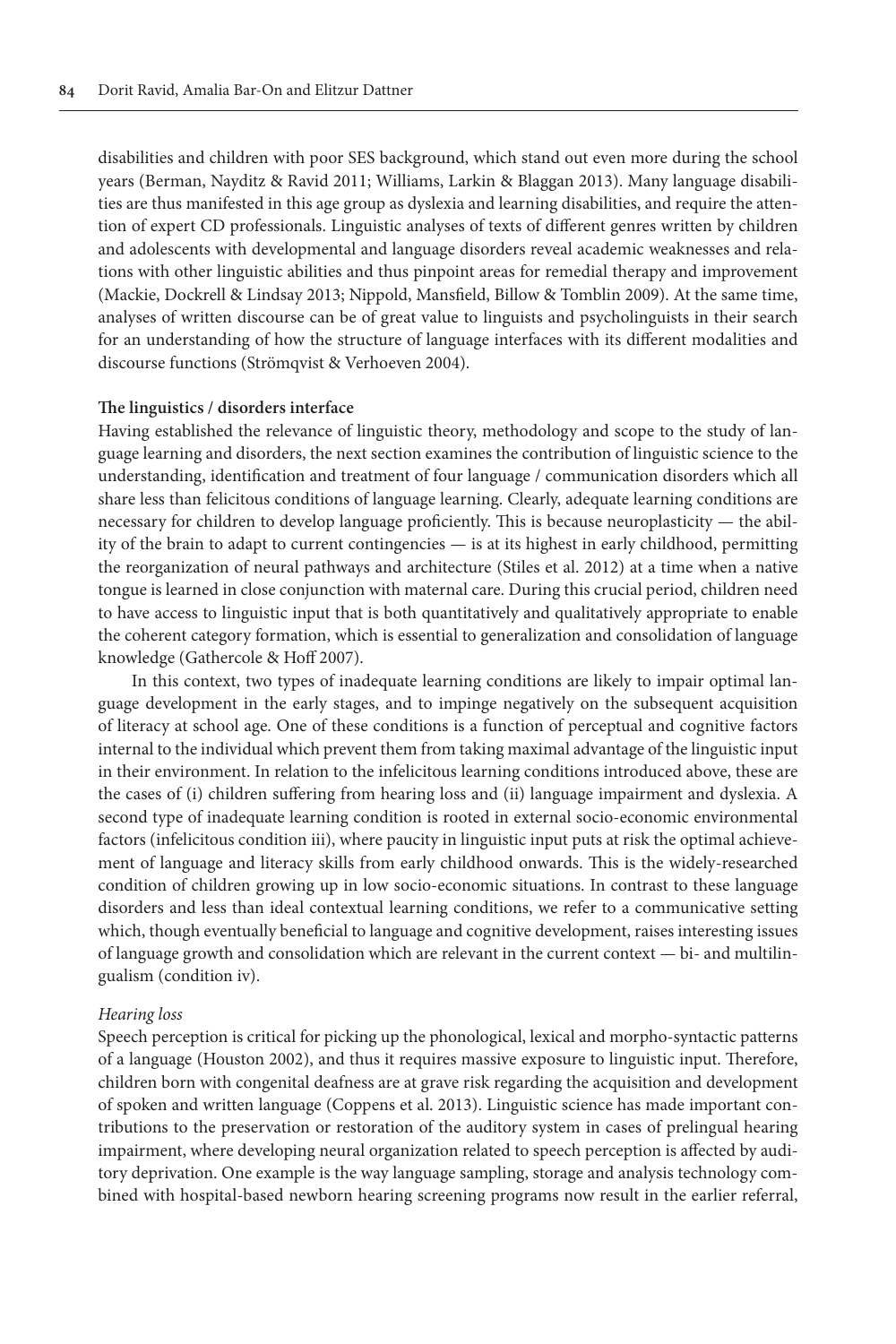disabilities and children with poor SES background, which stand out even more during the school years (Berman, Nayditz & Ravid 2011; Williams, Larkin & Blaggan 2013). Many language disabilities are thus manifested in this age group as dyslexia and learning disabilities, and require the attention of expert CD professionals. Linguistic analyses of texts of different genres written by children and adolescents with developmental and language disorders reveal academic weaknesses and relations with other linguistic abilities and thus pinpoint areas for remedial therapy and improvement (Mackie, Dockrell & Lindsay 2013; Nippold, Mansfield, Billow & Tomblin 2009). At the same time, analyses of written discourse can be of great value to linguists and psycholinguists in their search for an understanding of how the structure of language interfaces with its different modalities and discourse functions (Strömqvist & Verhoeven 2004).

**The linguistics / disorders interface**

Having established the relevance of linguistic theory, methodology and scope to the study of language learning and disorders, the next section examines the contribution of linguistic science to the understanding, identification and treatment of four language / communication disorders which all share less than felicitous conditions of language learning. Clearly, adequate learning conditions are necessary for children to develop language proficiently. This is because neuroplasticity — the ability of the brain to adapt to current contingencies — is at its highest in early childhood, permitting the reorganization of neural pathways and architecture (Stiles et al. 2012) at a time when a native tongue is learned in close conjunction with maternal care. During this crucial period, children need to have access to linguistic input that is both quantitatively and qualitatively appropriate to enable the coherent category formation, which is essential to generalization and consolidation of language knowledge (Gathercole & Hoff 2007).

In this context, two types of inadequate learning conditions are likely to impair optimal language development in the early stages, and to impinge negatively on the subsequent acquisition of literacy at school age. One of these conditions is a function of perceptual and cognitive factors internal to the individual which prevent them from taking maximal advantage of the linguistic input in their environment. In relation to the infelicitous learning conditions introduced above, these are the cases of (i) children suffering from hearing loss and (ii) language impairment and dyslexia. A second type of inadequate learning condition is rooted in external socio-economic environmental factors (infelicitous condition iii), where paucity in linguistic input puts at risk the optimal achievement of language and literacy skills from early childhood onwards. This is the widely-researched condition of children growing up in low socio-economic situations. In contrast to these language disorders and less than ideal contextual learning conditions, we refer to a communicative setting which, though eventually beneficial to language and cognitive development, raises interesting issues of language growth and consolidation which are relevant in the current context — bi- and multilingualism (condition iv).

*Hearing loss*

Speech perception is critical for picking up the phonological, lexical and morpho-syntactic patterns of a language (Houston 2002), and thus it requires massive exposure to linguistic input. Therefore, children born with congenital deafness are at grave risk regarding the acquisition and development of spoken and written language (Coppens et al. 2013). Linguistic science has made important contributions to the preservation or restoration of the auditory system in cases of prelingual hearing impairment, where developing neural organization related to speech perception is affected by auditory deprivation. One example is the way language sampling, storage and analysis technology combined with hospital-based newborn hearing screening programs now result in the earlier referral,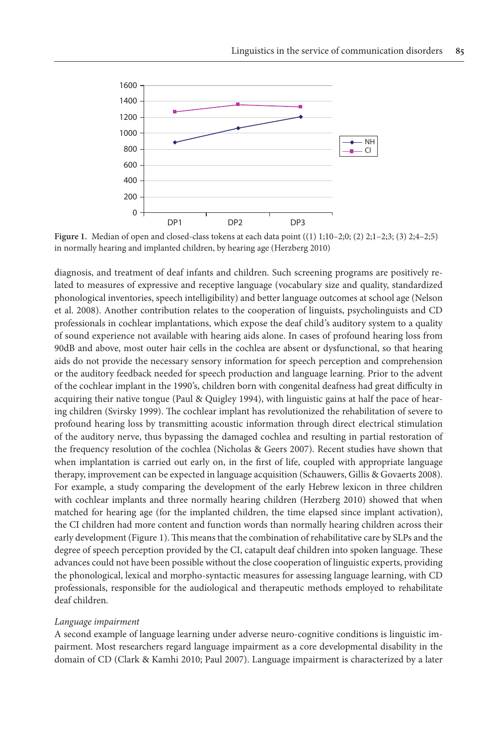**Figure 1.** Median of open and closed-class tokens at each data point ((1) 1;10–2;0; (2) 2;1–2;3; (3) 2;4–2;5) in normally hearing and implanted children, by hearing age (Herzberg 2010)

diagnosis, and treatment of deaf infants and children. Such screening programs are positively related to measures of expressive and receptive language (vocabulary size and quality, standardized phonological inventories, speech intelligibility) and better language outcomes at school age (Nelson et al. 2008). Another contribution relates to the cooperation of linguists, psycholinguists and CD professionals in cochlear implantations, which expose the deaf child's auditory system to a quality of sound experience not available with hearing aids alone. In cases of profound hearing loss from 90dB and above, most outer hair cells in the cochlea are absent or dysfunctional, so that hearing aids do not provide the necessary sensory information for speech perception and comprehension or the auditory feedback needed for speech production and language learning. Prior to the advent of the cochlear implant in the 1990's, children born with congenital deafness had great difficulty in acquiring their native tongue (Paul & Quigley 1994), with linguistic gains at half the pace of hearing children (Svirsky 1999). The cochlear implant has revolutionized the rehabilitation of severe to profound hearing loss by transmitting acoustic information through direct electrical stimulation of the auditory nerve, thus bypassing the damaged cochlea and resulting in partial restoration of the frequency resolution of the cochlea (Nicholas & Geers 2007). Recent studies have shown that when implantation is carried out early on, in the first of life, coupled with appropriate language therapy, improvement can be expected in language acquisition (Schauwers, Gillis & Govaerts 2008). For example, a study comparing the development of the early Hebrew lexicon in three children with cochlear implants and three normally hearing children (Herzberg 2010) showed that when matched for hearing age (for the implanted children, the time elapsed since implant activation), the CI children had more content and function words than normally hearing children across their early development (Figure 1). This means that the combination of rehabilitative care by SLPs and the degree of speech perception provided by the CI, catapult deaf children into spoken language. These advances could not have been possible without the close cooperation of linguistic experts, providing the phonological, lexical and morpho-syntactic measures for assessing language learning, with CD professionals, responsible for the audiological and therapeutic methods employed to rehabilitate deaf children.

*Language impairment*

A second example of language learning under adverse neuro-cognitive conditions is linguistic impairment. Most researchers regard language impairment as a core developmental disability in the domain of CD (Clark & Kamhi 2010; Paul 2007). Language impairment is characterized by a later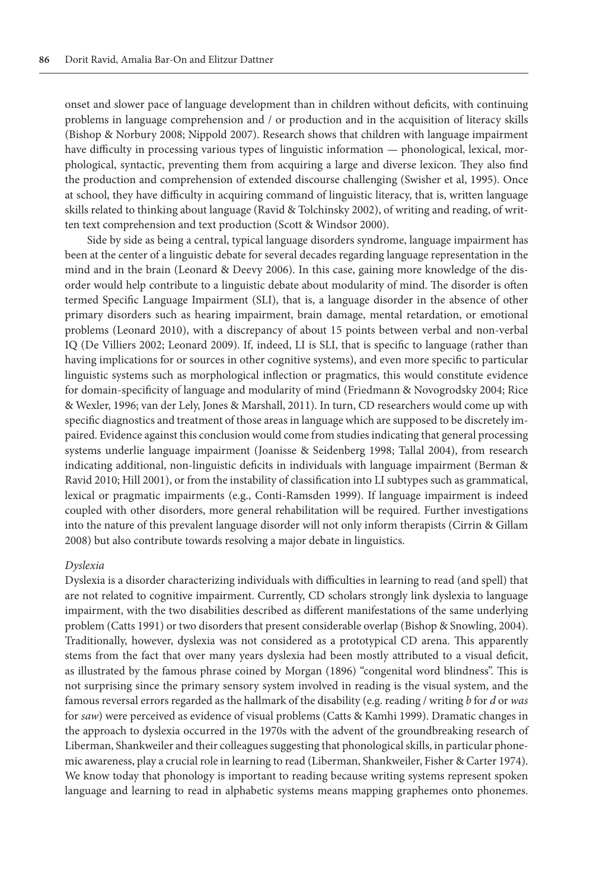onset and slower pace of language development than in children without deficits, with continuing problems in language comprehension and / or production and in the acquisition of literacy skills (Bishop & Norbury 2008; Nippold 2007). Research shows that children with language impairment have difficulty in processing various types of linguistic information — phonological, lexical, morphological, syntactic, preventing them from acquiring a large and diverse lexicon. They also find the production and comprehension of extended discourse challenging (Swisher et al, 1995). Once at school, they have difficulty in acquiring command of linguistic literacy, that is, written language skills related to thinking about language (Ravid & Tolchinsky 2002), of writing and reading, of written text comprehension and text production (Scott & Windsor 2000).

Side by side as being a central, typical language disorders syndrome, language impairment has been at the center of a linguistic debate for several decades regarding language representation in the mind and in the brain (Leonard & Deevy 2006). In this case, gaining more knowledge of the disorder would help contribute to a linguistic debate about modularity of mind. The disorder is often termed Specific Language Impairment (SLI), that is, a language disorder in the absence of other primary disorders such as hearing impairment, brain damage, mental retardation, or emotional problems (Leonard 2010), with a discrepancy of about 15 points between verbal and non-verbal IQ (De Villiers 2002; Leonard 2009). If, indeed, LI is SLI, that is specific to language (rather than having implications for or sources in other cognitive systems), and even more specific to particular linguistic systems such as morphological inflection or pragmatics, this would constitute evidence for domain-specificity of language and modularity of mind (Friedmann & Novogrodsky 2004; Rice & Wexler, 1996; van der Lely, Jones & Marshall, 2011). In turn, CD researchers would come up with specific diagnostics and treatment of those areas in language which are supposed to be discretely impaired. Evidence against this conclusion would come from studies indicating that general processing systems underlie language impairment (Joanisse & Seidenberg 1998; Tallal 2004), from research indicating additional, non-linguistic deficits in individuals with language impairment (Berman & Ravid 2010; Hill 2001), or from the instability of classification into LI subtypes such as grammatical, lexical or pragmatic impairments (e.g., Conti-Ramsden 1999). If language impairment is indeed coupled with other disorders, more general rehabilitation will be required. Further investigations into the nature of this prevalent language disorder will not only inform therapists (Cirrin & Gillam 2008) but also contribute towards resolving a major debate in linguistics.

*Dyslexia*

Dyslexia is a disorder characterizing individuals with difficulties in learning to read (and spell) that are not related to cognitive impairment. Currently, CD scholars strongly link dyslexia to language impairment, with the two disabilities described as different manifestations of the same underlying problem (Catts 1991) or two disorders that present considerable overlap (Bishop & Snowling, 2004). Traditionally, however, dyslexia was not considered as a prototypical CD arena. This apparently stems from the fact that over many years dyslexia had been mostly attributed to a visual deficit, as illustrated by the famous phrase coined by Morgan (1896) "congenital word blindness". This is not surprising since the primary sensory system involved in reading is the visual system, and the famous reversal errors regarded as the hallmark of the disability (e.g. reading / writing *b* for *d* or *was* for *saw*) were perceived as evidence of visual problems (Catts & Kamhi 1999). Dramatic changes in the approach to dyslexia occurred in the 1970s with the advent of the groundbreaking research of Liberman, Shankweiler and their colleagues suggesting that phonological skills, in particular phonemic awareness, play a crucial role in learning to read (Liberman, Shankweiler, Fisher & Carter 1974). We know today that phonology is important to reading because writing systems represent spoken language and learning to read in alphabetic systems means mapping graphemes onto phonemes.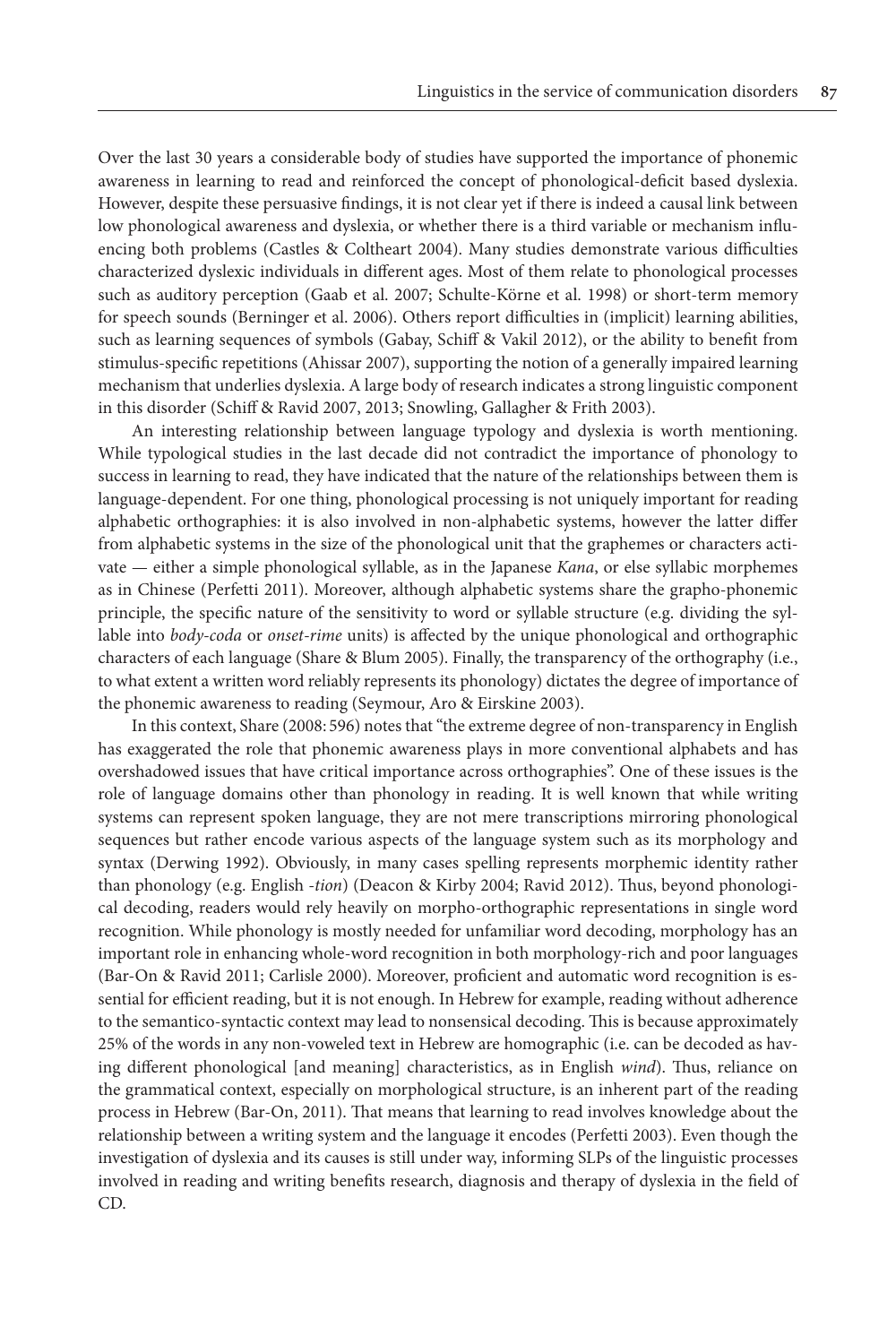Over the last 30 years a considerable body of studies have supported the importance of phonemic awareness in learning to read and reinforced the concept of phonological-deficit based dyslexia. However, despite these persuasive findings, it is not clear yet if there is indeed a causal link between low phonological awareness and dyslexia, or whether there is a third variable or mechanism influencing both problems (Castles & Coltheart 2004). Many studies demonstrate various difficulties characterized dyslexic individuals in different ages. Most of them relate to phonological processes such as auditory perception (Gaab et al. 2007; Schulte-Körne et al. 1998) or short-term memory for speech sounds (Berninger et al. 2006). Others report difficulties in (implicit) learning abilities, such as learning sequences of symbols (Gabay, Schiff & Vakil 2012), or the ability to benefit from stimulus-specific repetitions (Ahissar 2007), supporting the notion of a generally impaired learning mechanism that underlies dyslexia. A large body of research indicates a strong linguistic component in this disorder (Schiff & Ravid 2007, 2013; Snowling, Gallagher & Frith 2003).

An interesting relationship between language typology and dyslexia is worth mentioning. While typological studies in the last decade did not contradict the importance of phonology to success in learning to read, they have indicated that the nature of the relationships between them is language-dependent. For one thing, phonological processing is not uniquely important for reading alphabetic orthographies: it is also involved in non-alphabetic systems, however the latter differ from alphabetic systems in the size of the phonological unit that the graphemes or characters activate — either a simple phonological syllable, as in the Japanese *Kana*, or else syllabic morphemes as in Chinese (Perfetti 2011). Moreover, although alphabetic systems share the grapho-phonemic principle, the specific nature of the sensitivity to word or syllable structure (e.g. dividing the syllable into *body-coda* or *onset-rime* units) is affected by the unique phonological and orthographic characters of each language (Share & Blum 2005). Finally, the transparency of the orthography (i.e., to what extent a written word reliably represents its phonology) dictates the degree of importance of the phonemic awareness to reading (Seymour, Aro & Eirskine 2003).

In this context, Share (2008: 596) notes that "the extreme degree of non-transparency in English has exaggerated the role that phonemic awareness plays in more conventional alphabets and has overshadowed issues that have critical importance across orthographies". One of these issues is the role of language domains other than phonology in reading. It is well known that while writing systems can represent spoken language, they are not mere transcriptions mirroring phonological sequences but rather encode various aspects of the language system such as its morphology and syntax (Derwing 1992). Obviously, in many cases spelling represents morphemic identity rather than phonology (e.g. English *-tion*) (Deacon & Kirby 2004; Ravid 2012). Thus, beyond phonological decoding, readers would rely heavily on morpho-orthographic representations in single word recognition. While phonology is mostly needed for unfamiliar word decoding, morphology has an important role in enhancing whole-word recognition in both morphology-rich and poor languages (Bar-On & Ravid 2011; Carlisle 2000). Moreover, proficient and automatic word recognition is essential for efficient reading, but it is not enough. In Hebrew for example, reading without adherence to the semantico-syntactic context may lead to nonsensical decoding. This is because approximately 25% of the words in any non-voweled text in Hebrew are homographic (i.e. can be decoded as having different phonological [and meaning] characteristics, as in English *wind*). Thus, reliance on the grammatical context, especially on morphological structure, is an inherent part of the reading process in Hebrew (Bar-On, 2011). That means that learning to read involves knowledge about the relationship between a writing system and the language it encodes (Perfetti 2003). Even though the investigation of dyslexia and its causes is still under way, informing SLPs of the linguistic processes involved in reading and writing benefits research, diagnosis and therapy of dyslexia in the field of CD.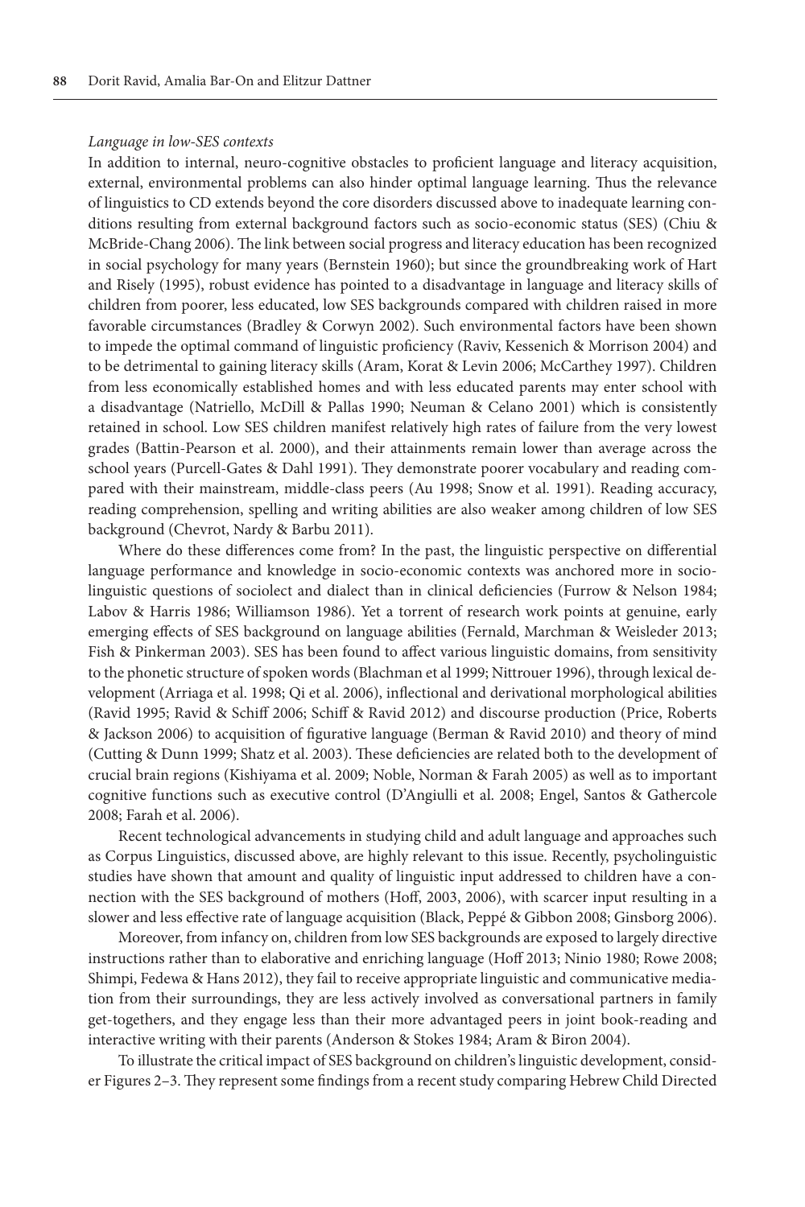*Language in low-SES contexts*

In addition to internal, neuro-cognitive obstacles to proficient language and literacy acquisition, external, environmental problems can also hinder optimal language learning. Thus the relevance of linguistics to CD extends beyond the core disorders discussed above to inadequate learning conditions resulting from external background factors such as socio-economic status (SES) (Chiu & McBride-Chang 2006). The link between social progress and literacy education has been recognized in social psychology for many years (Bernstein 1960); but since the groundbreaking work of Hart and Risely (1995), robust evidence has pointed to a disadvantage in language and literacy skills of children from poorer, less educated, low SES backgrounds compared with children raised in more favorable circumstances (Bradley & Corwyn 2002). Such environmental factors have been shown to impede the optimal command of linguistic proficiency (Raviv, Kessenich & Morrison 2004) and to be detrimental to gaining literacy skills (Aram, Korat & Levin 2006; McCarthey 1997). Children from less economically established homes and with less educated parents may enter school with a disadvantage (Natriello, McDill & Pallas 1990; Neuman & Celano 2001) which is consistently retained in school. Low SES children manifest relatively high rates of failure from the very lowest grades (Battin-Pearson et al. 2000), and their attainments remain lower than average across the school years (Purcell-Gates & Dahl 1991). They demonstrate poorer vocabulary and reading compared with their mainstream, middle-class peers (Au 1998; Snow et al. 1991). Reading accuracy, reading comprehension, spelling and writing abilities are also weaker among children of low SES background (Chevrot, Nardy & Barbu 2011).

Where do these differences come from? In the past, the linguistic perspective on differential language performance and knowledge in socio-economic contexts was anchored more in socio-linguistic questions of sociolect and dialect than in clinical deficiencies (Furrow & Nelson 1984; Labov & Harris 1986; Williamson 1986). Yet a torrent of research work points at genuine, early emerging effects of SES background on language abilities (Fernald, Marchman & Weisleder 2013; Fish & Pinkerman 2003). SES has been found to affect various linguistic domains, from sensitivity to the phonetic structure of spoken words (Blachman et al 1999; Nittrouer 1996), through lexical development (Arriaga et al. 1998; Qi et al. 2006), inflectional and derivational morphological abilities (Ravid 1995; Ravid & Schiff 2006; Schiff & Ravid 2012) and discourse production (Price, Roberts & Jackson 2006) to acquisition of figurative language (Berman & Ravid 2010) and theory of mind (Cutting & Dunn 1999; Shatz et al. 2003). These deficiencies are related both to the development of crucial brain regions (Kishiyama et al. 2009; Noble, Norman & Farah 2005) as well as to important cognitive functions such as executive control (D'Angiulli et al. 2008; Engel, Santos & Gathercole 2008; Farah et al. 2006).

Recent technological advancements in studying child and adult language and approaches such as Corpus Linguistics, discussed above, are highly relevant to this issue. Recently, psycholinguistic studies have shown that amount and quality of linguistic input addressed to children have a connection with the SES background of mothers (Hoff, 2003, 2006), with scarcer input resulting in a slower and less effective rate of language acquisition (Black, Peppé & Gibbon 2008; Ginsborg 2006).

Moreover, from infancy on, children from low SES backgrounds are exposed to largely directive instructions rather than to elaborative and enriching language (Hoff 2013; Ninio 1980; Rowe 2008; Shimpi, Fedewa & Hans 2012), they fail to receive appropriate linguistic and communicative mediation from their surroundings, they are less actively involved as conversational partners in family get-togethers, and they engage less than their more advantaged peers in joint book-reading and interactive writing with their parents (Anderson & Stokes 1984; Aram & Biron 2004).

To illustrate the critical impact of SES background on children's linguistic development, consider Figures 2–3. They represent some findings from a recent study comparing Hebrew Child Directed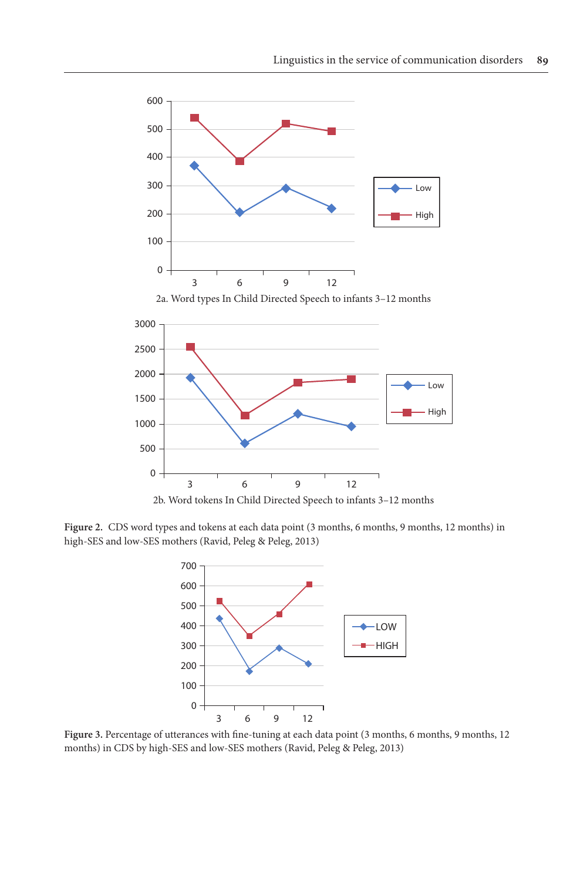2a. Word types In Child Directed Speech to infants 3–12 months

2b. Word tokens In Child Directed Speech to infants 3–12 months

**Figure 2.** CDS word types and tokens at each data point (3 months, 6 months, 9 months, 12 months) in high-SES and low-SES mothers (Ravid, Peleg & Peleg, 2013)

**Figure 3.** Percentage of utterances with fine-tuning at each data point (3 months, 6 months, 9 months, 12 months) in CDS by high-SES and low-SES mothers (Ravid, Peleg & Peleg, 2013)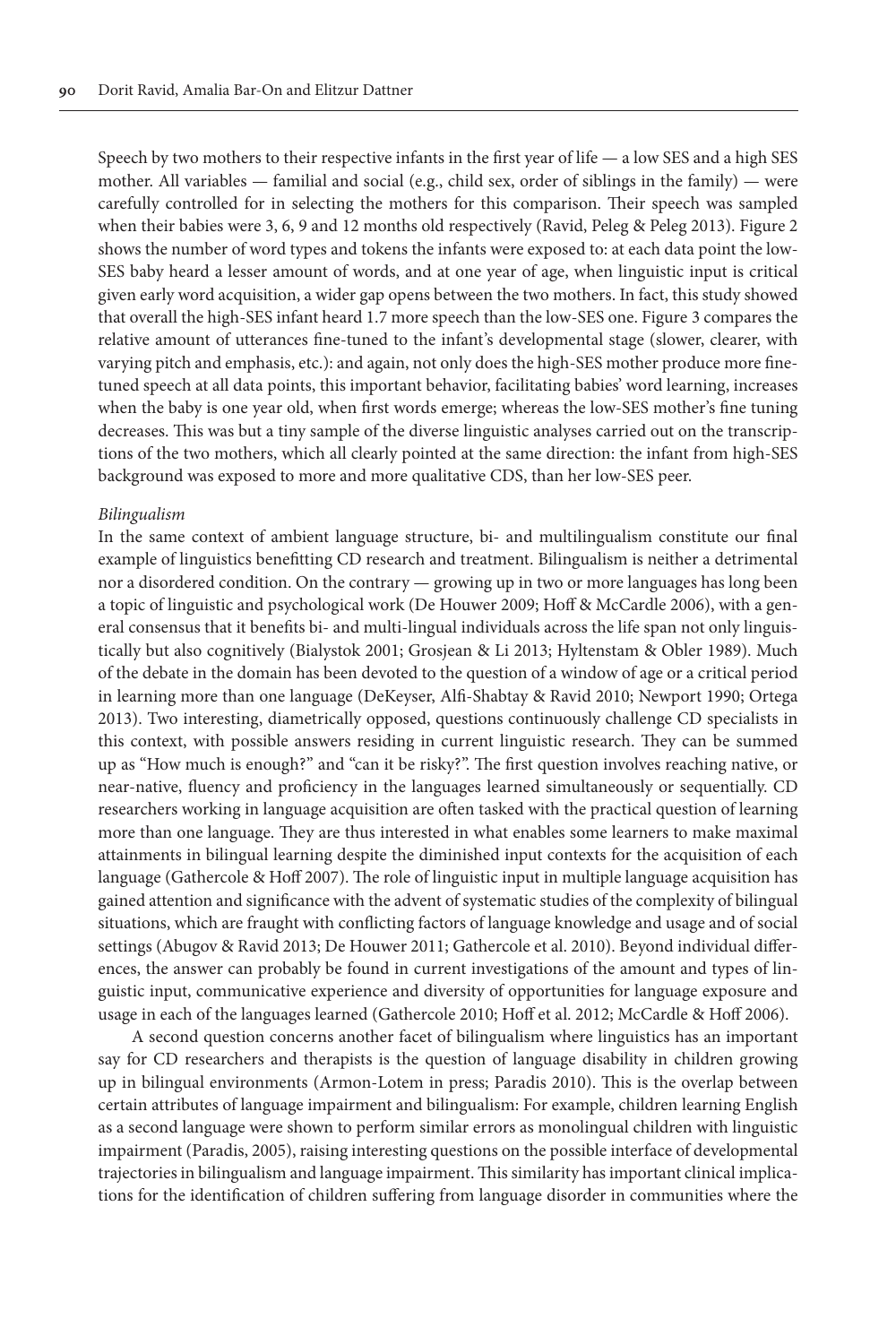Speech by two mothers to their respective infants in the first year of life — a low SES and a high SES mother. All variables — familial and social (e.g., child sex, order of siblings in the family) — were carefully controlled for in selecting the mothers for this comparison. Their speech was sampled when their babies were 3, 6, 9 and 12 months old respectively (Ravid, Peleg & Peleg 2013). Figure 2 shows the number of word types and tokens the infants were exposed to: at each data point the low-SES baby heard a lesser amount of words, and at one year of age, when linguistic input is critical given early word acquisition, a wider gap opens between the two mothers. In fact, this study showed that overall the high-SES infant heard 1.7 more speech than the low-SES one. Figure 3 compares the relative amount of utterances fine-tuned to the infant's developmental stage (slower, clearer, with varying pitch and emphasis, etc.): and again, not only does the high-SES mother produce more fine-tuned speech at all data points, this important behavior, facilitating babies' word learning, increases when the baby is one year old, when first words emerge; whereas the low-SES mother's fine tuning decreases. This was but a tiny sample of the diverse linguistic analyses carried out on the transcriptions of the two mothers, which all clearly pointed at the same direction: the infant from high-SES background was exposed to more and more qualitative CDS, than her low-SES peer.

*Bilingualism*

In the same context of ambient language structure, bi- and multilingualism constitute our final example of linguistics benefitting CD research and treatment. Bilingualism is neither a detrimental nor a disordered condition. On the contrary — growing up in two or more languages has long been a topic of linguistic and psychological work (De Houwer 2009; Hoff & McCardle 2006), with a general consensus that it benefits bi- and multi-lingual individuals across the life span not only linguistically but also cognitively (Bialystok 2001; Grosjean & Li 2013; Hyltenstam & Obler 1989). Much of the debate in the domain has been devoted to the question of a window of age or a critical period in learning more than one language (DeKeyser, Alfi-Shabtay & Ravid 2010; Newport 1990; Ortega 2013). Two interesting, diametrically opposed, questions continuously challenge CD specialists in this context, with possible answers residing in current linguistic research. They can be summed up as "How much is enough?" and "can it be risky?". The first question involves reaching native, or near-native, fluency and proficiency in the languages learned simultaneously or sequentially. CD researchers working in language acquisition are often tasked with the practical question of learning more than one language. They are thus interested in what enables some learners to make maximal attainments in bilingual learning despite the diminished input contexts for the acquisition of each language (Gathercole & Hoff 2007). The role of linguistic input in multiple language acquisition has gained attention and significance with the advent of systematic studies of the complexity of bilingual situations, which are fraught with conflicting factors of language knowledge and usage and of social settings (Abugov & Ravid 2013; De Houwer 2011; Gathercole et al. 2010). Beyond individual differences, the answer can probably be found in current investigations of the amount and types of linguistic input, communicative experience and diversity of opportunities for language exposure and usage in each of the languages learned (Gathercole 2010; Hoff et al. 2012; McCardle & Hoff 2006).

A second question concerns another facet of bilingualism where linguistics has an important say for CD researchers and therapists is the question of language disability in children growing up in bilingual environments (Armon-Lotem in press; Paradis 2010). This is the overlap between certain attributes of language impairment and bilingualism: For example, children learning English as a second language were shown to perform similar errors as monolingual children with linguistic impairment (Paradis, 2005), raising interesting questions on the possible interface of developmental trajectories in bilingualism and language impairment. This similarity has important clinical implications for the identification of children suffering from language disorder in communities where the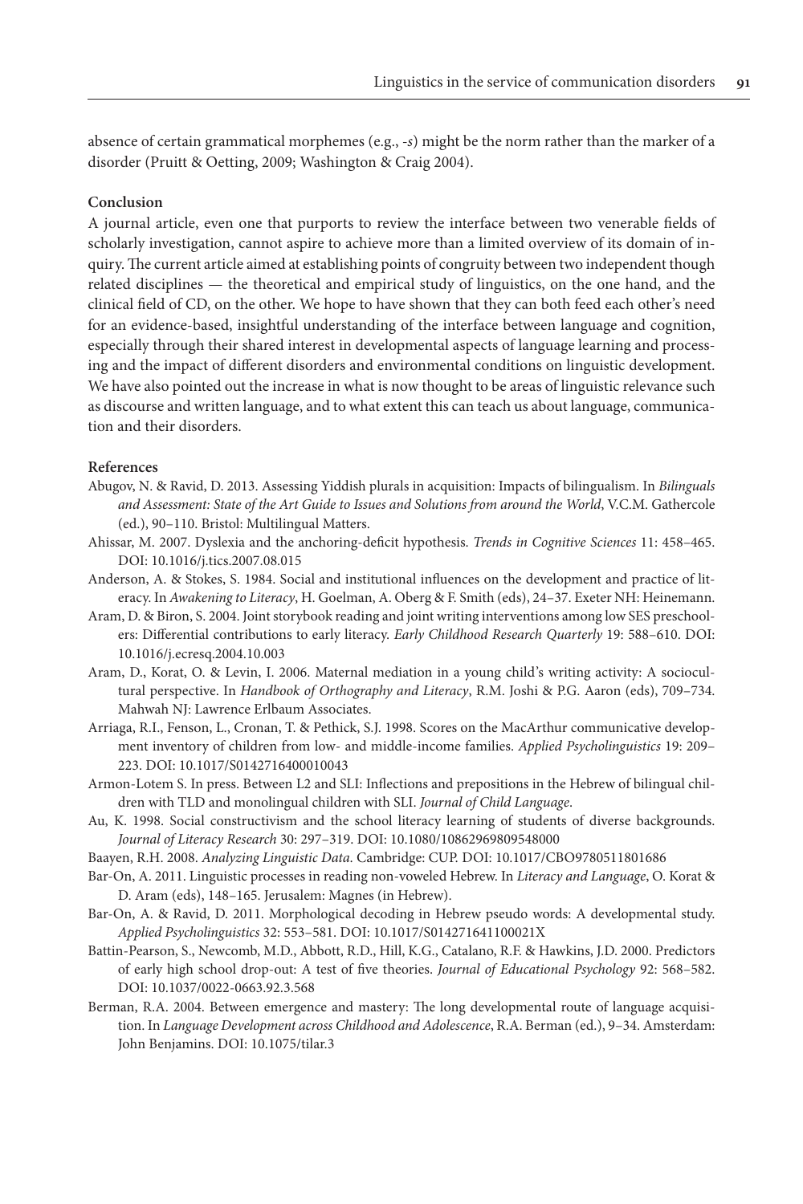absence of certain grammatical morphemes (e.g., -*s*) might be the norm rather than the marker of a disorder (Pruitt & Oetting, 2009; Washington & Craig 2004).

## Conclusion

A journal article, even one that purports to review the interface between two venerable fields of scholarly investigation, cannot aspire to achieve more than a limited overview of its domain of inquiry. The current article aimed at establishing points of congruity between two independent though related disciplines — the theoretical and empirical study of linguistics, on the one hand, and the clinical field of CD, on the other. We hope to have shown that they can both feed each other's need for an evidence-based, insightful understanding of the interface between language and cognition, especially through their shared interest in developmental aspects of language learning and processing and the impact of different disorders and environmental conditions on linguistic development. We have also pointed out the increase in what is now thought to be areas of linguistic relevance such as discourse and written language, and to what extent this can teach us about language, communication and their disorders.

## References

Abugov, N. & Ravid, D. 2013. Assessing Yiddish plurals in acquisition: Impacts of bilingualism. In *Bilinguals and Assessment: State of the Art Guide to Issues and Solutions from around the World*, V.C.M. Gathercole (ed.), 90–110. Bristol: Multilingual Matters.

Ahissar, M. 2007. Dyslexia and the anchoring-deficit hypothesis. *Trends in Cognitive Sciences* 11: 458–465. DOI: 10.1016/j.tics.2007.08.015

Anderson, A. & Stokes, S. 1984. Social and institutional influences on the development and practice of literacy. In *Awakening to Literacy*, H. Goelman, A. Oberg & F. Smith (eds), 24–37. Exeter NH: Heinemann.

Aram, D. & Biron, S. 2004. Joint storybook reading and joint writing interventions among low SES preschoolers: Differential contributions to early literacy. *Early Childhood Research Quarterly* 19: 588–610. DOI: 10.1016/j.ecresq.2004.10.003

Aram, D., Korat, O. & Levin, I. 2006. Maternal mediation in a young child's writing activity: A sociocultural perspective. In *Handbook of Orthography and Literacy*, R.M. Joshi & P.G. Aaron (eds), 709–734. Mahwah NJ: Lawrence Erlbaum Associates.

Arriaga, R.I., Fenson, L., Cronan, T. & Pethick, S.J. 1998. Scores on the MacArthur communicative development inventory of children from low- and middle-income families. *Applied Psycholinguistics* 19: 209–223. DOI: 10.1017/S0142716400010043

Armon-Lotem S. In press. Between L2 and SLI: Inflections and prepositions in the Hebrew of bilingual children with TLD and monolingual children with SLI. *Journal of Child Language*.

Au, K. 1998. Social constructivism and the school literacy learning of students of diverse backgrounds. *Journal of Literacy Research* 30: 297–319. DOI: 10.1080/10862969809548000

Baayen, R.H. 2008. *Analyzing Linguistic Data*. Cambridge: CUP. DOI: 10.1017/CBO9780511801686

Bar-On, A. 2011. Linguistic processes in reading non-voweled Hebrew. In *Literacy and Language*, O. Korat & D. Aram (eds), 148–165. Jerusalem: Magnes (in Hebrew).

Bar-On, A. & Ravid, D. 2011. Morphological decoding in Hebrew pseudo words: A developmental study. *Applied Psycholinguistics* 32: 553–581. DOI: 10.1017/S014271641100021X

Battin-Pearson, S., Newcomb, M.D., Abbott, R.D., Hill, K.G., Catalano, R.F. & Hawkins, J.D. 2000. Predictors of early high school drop-out: A test of five theories. *Journal of Educational Psychology* 92: 568–582. DOI: 10.1037/0022-0663.92.3.568

Berman, R.A. 2004. Between emergence and mastery: The long developmental route of language acquisition. In *Language Development across Childhood and Adolescence*, R.A. Berman (ed.), 9–34. Amsterdam: John Benjamins. DOI: 10.1075/tilar.3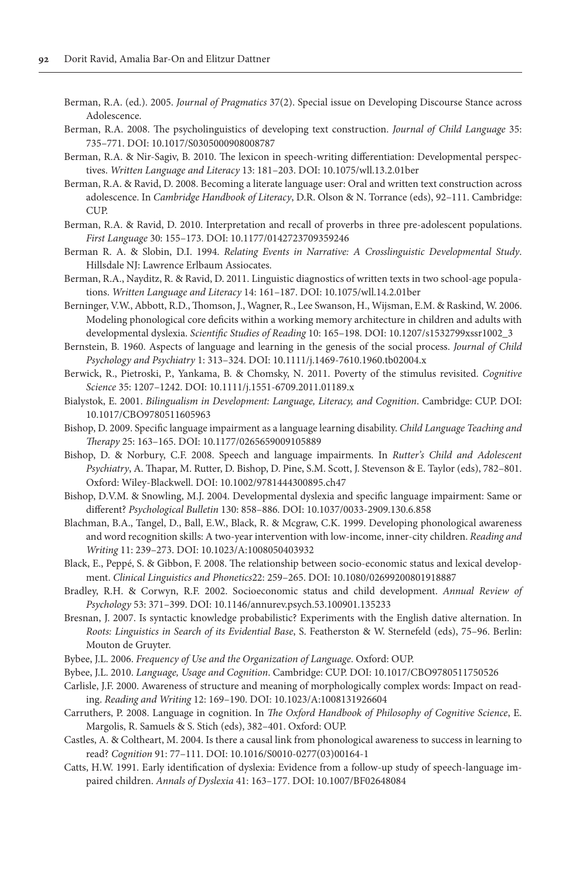Berman, R.A. (ed.). 2005. *Journal of Pragmatics* 37(2). Special issue on Developing Discourse Stance across Adolescence.

Berman, R.A. 2008. The psycholinguistics of developing text construction. *Journal of Child Language* 35: 735–771. DOI: 10.1017/S0305000908008787

Berman, R.A. & Nir-Sagiv, B. 2010. The lexicon in speech-writing differentiation: Developmental perspectives. *Written Language and Literacy* 13: 181–203. DOI: 10.1075/wll.13.2.01ber

Berman, R.A. & Ravid, D. 2008. Becoming a literate language user: Oral and written text construction across adolescence. In *Cambridge Handbook of Literacy*, D.R. Olson & N. Torrance (eds), 92–111. Cambridge: CUP.

Berman, R.A. & Ravid, D. 2010. Interpretation and recall of proverbs in three pre-adolescent populations. *First Language* 30: 155–173. DOI: 10.1177/0142723709359246

Berman R. A. & Slobin, D.I. 1994. *Relating Events in Narrative: A Crosslinguistic Developmental Study*. Hillsdale NJ: Lawrence Erlbaum Assiocates.

Berman, R.A., Nayditz, R. & Ravid, D. 2011. Linguistic diagnostics of written texts in two school-age populations. *Written Language and Literacy* 14: 161–187. DOI: 10.1075/wll.14.2.01ber

Berninger, V.W., Abbott, R.D., Thomson, J., Wagner, R., Lee Swanson, H., Wijsman, E.M. & Raskind, W. 2006. Modeling phonological core deficits within a working memory architecture in children and adults with developmental dyslexia. *Scientific Studies of Reading* 10: 165–198. DOI: 10.1207/s1532799xssr1002_3

Bernstein, B. 1960. Aspects of language and learning in the genesis of the social process. *Journal of Child Psychology and Psychiatry* 1: 313–324. DOI: 10.1111/j.1469-7610.1960.tb02004.x

Berwick, R., Pietroski, P., Yankama, B. & Chomsky, N. 2011. Poverty of the stimulus revisited. *Cognitive Science* 35: 1207–1242. DOI: 10.1111/j.1551-6709.2011.01189.x

Bialystok, E. 2001. *Bilingualism in Development: Language, Literacy, and Cognition*. Cambridge: CUP. DOI: 10.1017/CBO9780511605963

Bishop, D. 2009. Specific language impairment as a language learning disability. *Child Language Teaching and Therapy* 25: 163–165. DOI: 10.1177/0265659009105889

Bishop, D. & Norbury, C.F. 2008. Speech and language impairments. In *Rutter's Child and Adolescent Psychiatry*, A. Thapar, M. Rutter, D. Bishop, D. Pine, S.M. Scott, J. Stevenson & E. Taylor (eds), 782–801. Oxford: Wiley-Blackwell. DOI: 10.1002/9781444300895.ch47

Bishop, D.V.M. & Snowling, M.J. 2004. Developmental dyslexia and specific language impairment: Same or different? *Psychological Bulletin* 130: 858–886. DOI: 10.1037/0033-2909.130.6.858

Blachman, B.A., Tangel, D., Ball, E.W., Black, R. & Mcgraw, C.K. 1999. Developing phonological awareness and word recognition skills: A two-year intervention with low-income, inner-city children. *Reading and Writing* 11: 239–273. DOI: 10.1023/A:1008050403932

Black, E., Peppé, S. & Gibbon, F. 2008. The relationship between socio-economic status and lexical development. *Clinical Linguistics and Phonetics*22: 259–265. DOI: 10.1080/02699200801918887

Bradley, R.H. & Corwyn, R.F. 2002. Socioeconomic status and child development. *Annual Review of Psychology* 53: 371–399. DOI: 10.1146/annurev.psych.53.100901.135233

Bresnan, J. 2007. Is syntactic knowledge probabilistic? Experiments with the English dative alternation. In *Roots: Linguistics in Search of its Evidential Base*, S. Featherston & W. Sternefeld (eds), 75–96. Berlin: Mouton de Gruyter.

Bybee, J.L. 2006. *Frequency of Use and the Organization of Language*. Oxford: OUP.

Bybee, J.L. 2010. *Language, Usage and Cognition*. Cambridge: CUP. DOI: 10.1017/CBO9780511750526

Carlisle, J.F. 2000. Awareness of structure and meaning of morphologically complex words: Impact on reading. *Reading and Writing* 12: 169–190. DOI: 10.1023/A:1008131926604

Carruthers, P. 2008. Language in cognition. In *The Oxford Handbook of Philosophy of Cognitive Science*, E. Margolis, R. Samuels & S. Stich (eds), 382–401. Oxford: OUP.

Castles, A. & Coltheart, M. 2004. Is there a causal link from phonological awareness to success in learning to read? *Cognition* 91: 77–111. DOI: 10.1016/S0010-0277(03)00164-1

Catts, H.W. 1991. Early identification of dyslexia: Evidence from a follow-up study of speech-language impaired children. *Annals of Dyslexia* 41: 163–177. DOI: 10.1007/BF02648084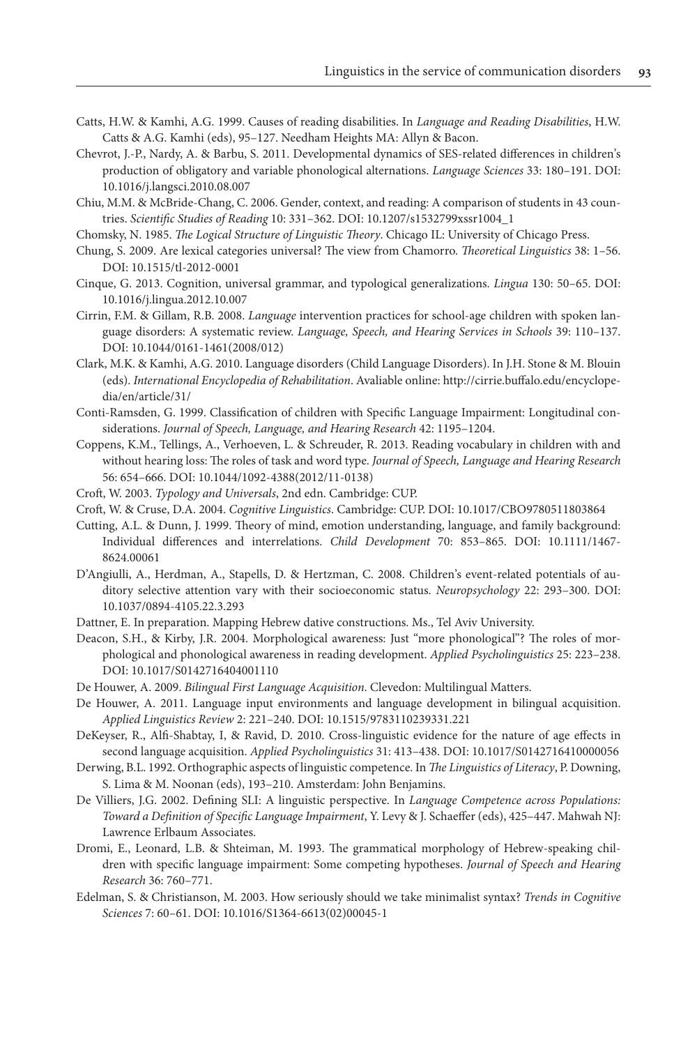Catts, H.W. & Kamhi, A.G. 1999. Causes of reading disabilities. In *Language and Reading Disabilities*, H.W. Catts & A.G. Kamhi (eds), 95–127. Needham Heights MA: Allyn & Bacon.

Chevrot, J.-P., Nardy, A. & Barbu, S. 2011. Developmental dynamics of SES-related differences in children's production of obligatory and variable phonological alternations. *Language Sciences* 33: 180–191. DOI: 10.1016/j.langsci.2010.08.007

Chiu, M.M. & McBride-Chang, C. 2006. Gender, context, and reading: A comparison of students in 43 countries. *Scientific Studies of Reading* 10: 331–362. DOI: 10.1207/s1532799xssr1004_1

Chomsky, N. 1985. *The Logical Structure of Linguistic Theory*. Chicago IL: University of Chicago Press.

Chung, S. 2009. Are lexical categories universal? The view from Chamorro. *Theoretical Linguistics* 38: 1–56. DOI: 10.1515/tl-2012-0001

Cinque, G. 2013. Cognition, universal grammar, and typological generalizations. *Lingua* 130: 50–65. DOI: 10.1016/j.lingua.2012.10.007

Cirrin, F.M. & Gillam, R.B. 2008. *Language* intervention practices for school-age children with spoken language disorders: A systematic review. *Language, Speech, and Hearing Services in Schools* 39: 110–137. DOI: 10.1044/0161-1461(2008/012)

Clark, M.K. & Kamhi, A.G. 2010. Language disorders (Child Language Disorders). In J.H. Stone & M. Blouin (eds). *International Encyclopedia of Rehabilitation*. Avaliable online: http://cirrie.buffalo.edu/encyclopedia/en/article/31/

Conti-Ramsden, G. 1999. Classification of children with Specific Language Impairment: Longitudinal considerations. *Journal of Speech, Language, and Hearing Research* 42: 1195–1204.

Coppens, K.M., Tellings, A., Verhoeven, L. & Schreuder, R. 2013. Reading vocabulary in children with and without hearing loss: The roles of task and word type. *Journal of Speech, Language and Hearing Research* 56: 654–666. DOI: 10.1044/1092-4388(2012/11-0138)

Croft, W. 2003. *Typology and Universals*, 2nd edn. Cambridge: CUP.

Croft, W. & Cruse, D.A. 2004. *Cognitive Linguistics*. Cambridge: CUP. DOI: 10.1017/CBO9780511803864

Cutting, A.L. & Dunn, J. 1999. Theory of mind, emotion understanding, language, and family background: Individual differences and interrelations. *Child Development* 70: 853–865. DOI: 10.1111/1467-8624.00061

D'Angiulli, A., Herdman, A., Stapells, D. & Hertzman, C. 2008. Children's event-related potentials of auditory selective attention vary with their socioeconomic status. *Neuropsychology* 22: 293–300. DOI: 10.1037/0894-4105.22.3.293

Dattner, E. In preparation. Mapping Hebrew dative constructions. Ms., Tel Aviv University.

Deacon, S.H., & Kirby, J.R. 2004. Morphological awareness: Just "more phonological"? The roles of morphological and phonological awareness in reading development. *Applied Psycholinguistics* 25: 223–238. DOI: 10.1017/S0142716404001110

De Houwer, A. 2009. *Bilingual First Language Acquisition*. Clevedon: Multilingual Matters.

De Houwer, A. 2011. Language input environments and language development in bilingual acquisition. *Applied Linguistics Review* 2: 221–240. DOI: 10.1515/9783110239331.221

DeKeyser, R., Alfi-Shabtay, I, & Ravid, D. 2010. Cross-linguistic evidence for the nature of age effects in second language acquisition. *Applied Psycholinguistics* 31: 413–438. DOI: 10.1017/S0142716410000056

Derwing, B.L. 1992. Orthographic aspects of linguistic competence. In *The Linguistics of Literacy*, P. Downing, S. Lima & M. Noonan (eds), 193–210. Amsterdam: John Benjamins.

De Villiers, J.G. 2002. Defining SLI: A linguistic perspective. In *Language Competence across Populations: Toward a Definition of Specific Language Impairment*, Y. Levy & J. Schaeffer (eds), 425–447. Mahwah NJ: Lawrence Erlbaum Associates.

Dromi, E., Leonard, L.B. & Shteiman, M. 1993. The grammatical morphology of Hebrew-speaking children with specific language impairment: Some competing hypotheses. *Journal of Speech and Hearing Research* 36: 760–771.

Edelman, S. & Christianson, M. 2003. How seriously should we take minimalist syntax? *Trends in Cognitive Sciences* 7: 60–61. DOI: 10.1016/S1364-6613(02)00045-1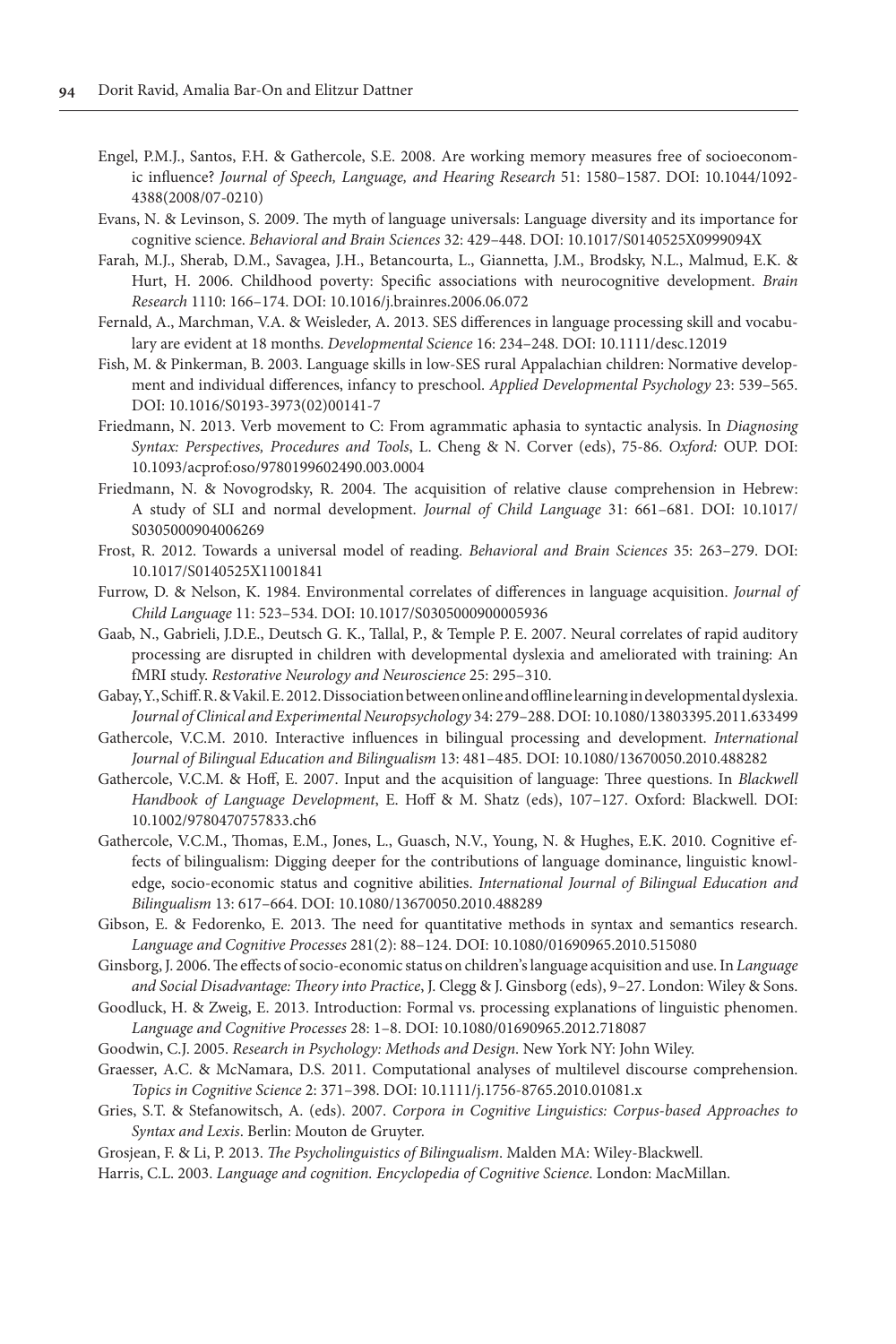Engel, P.M.J., Santos, F.H. & Gathercole, S.E. 2008. Are working memory measures free of socioeconomic influence? *Journal of Speech, Language, and Hearing Research* 51: 1580–1587. DOI: 10.1044/1092-4388(2008/07-0210)

Evans, N. & Levinson, S. 2009. The myth of language universals: Language diversity and its importance for cognitive science. *Behavioral and Brain Sciences* 32: 429–448. DOI: 10.1017/S0140525X0999094X

Farah, M.J., Sherab, D.M., Savagea, J.H., Betancourta, L., Giannetta, J.M., Brodsky, N.L., Malmud, E.K. & Hurt, H. 2006. Childhood poverty: Specific associations with neurocognitive development. *Brain Research* 1110: 166–174. DOI: 10.1016/j.brainres.2006.06.072

Fernald, A., Marchman, V.A. & Weisleder, A. 2013. SES differences in language processing skill and vocabulary are evident at 18 months. *Developmental Science* 16: 234–248. DOI: 10.1111/desc.12019

Fish, M. & Pinkerman, B. 2003. Language skills in low-SES rural Appalachian children: Normative development and individual differences, infancy to preschool. *Applied Developmental Psychology* 23: 539–565. DOI: 10.1016/S0193-3973(02)00141-7

Friedmann, N. 2013. Verb movement to C: From agrammatic aphasia to syntactic analysis. In *Diagnosing Syntax: Perspectives, Procedures and Tools*, L. Cheng & N. Corver (eds), 75-86. *Oxford:* OUP. DOI: 10.1093/acprof:oso/9780199602490.003.0004

Friedmann, N. & Novogrodsky, R. 2004. The acquisition of relative clause comprehension in Hebrew: A study of SLI and normal development. *Journal of Child Language* 31: 661–681. DOI: 10.1017/S0305000904006269

Frost, R. 2012. Towards a universal model of reading. *Behavioral and Brain Sciences* 35: 263–279. DOI: 10.1017/S0140525X11001841

Furrow, D. & Nelson, K. 1984. Environmental correlates of differences in language acquisition. *Journal of Child Language* 11: 523–534. DOI: 10.1017/S0305000900005936

Gaab, N., Gabrieli, J.D.E., Deutsch G. K., Tallal, P., & Temple P. E. 2007. Neural correlates of rapid auditory processing are disrupted in children with developmental dyslexia and ameliorated with training: An fMRI study. *Restorative Neurology and Neuroscience* 25: 295–310.

Gabay, Y., Schiff. R. & Vakil. E. 2012. Dissociation between online and offline learning in developmental dyslexia. *Journal of Clinical and Experimental Neuropsychology* 34: 279–288. DOI: 10.1080/13803395.2011.633499

Gathercole, V.C.M. 2010. Interactive influences in bilingual processing and development. *International Journal of Bilingual Education and Bilingualism* 13: 481–485. DOI: 10.1080/13670050.2010.488282

Gathercole, V.C.M. & Hoff, E. 2007. Input and the acquisition of language: Three questions. In *Blackwell Handbook of Language Development*, E. Hoff & M. Shatz (eds), 107–127. Oxford: Blackwell. DOI: 10.1002/9780470757833.ch6

Gathercole, V.C.M., Thomas, E.M., Jones, L., Guasch, N.V., Young, N. & Hughes, E.K. 2010. Cognitive effects of bilingualism: Digging deeper for the contributions of language dominance, linguistic knowledge, socio-economic status and cognitive abilities. *International Journal of Bilingual Education and Bilingualism* 13: 617–664. DOI: 10.1080/13670050.2010.488289

Gibson, E. & Fedorenko, E. 2013. The need for quantitative methods in syntax and semantics research. *Language and Cognitive Processes* 281(2): 88–124. DOI: 10.1080/01690965.2010.515080

Ginsborg, J. 2006. The effects of socio-economic status on children's language acquisition and use. In *Language and Social Disadvantage: Theory into Practice*, J. Clegg & J. Ginsborg (eds), 9–27. London: Wiley & Sons.

Goodluck, H. & Zweig, E. 2013. Introduction: Formal vs. processing explanations of linguistic phenomen. *Language and Cognitive Processes* 28: 1–8. DOI: 10.1080/01690965.2012.718087

Goodwin, C.J. 2005. *Research in Psychology: Methods and Design*. New York NY: John Wiley.

Graesser, A.C. & McNamara, D.S. 2011. Computational analyses of multilevel discourse comprehension. *Topics in Cognitive Science* 2: 371–398. DOI: 10.1111/j.1756-8765.2010.01081.x

Gries, S.T. & Stefanowitsch, A. (eds). 2007. *Corpora in Cognitive Linguistics: Corpus-based Approaches to Syntax and Lexis*. Berlin: Mouton de Gruyter.

Grosjean, F. & Li, P. 2013. *The Psycholinguistics of Bilingualism*. Malden MA: Wiley-Blackwell.

Harris, C.L. 2003. *Language and cognition. Encyclopedia of Cognitive Science*. London: MacMillan.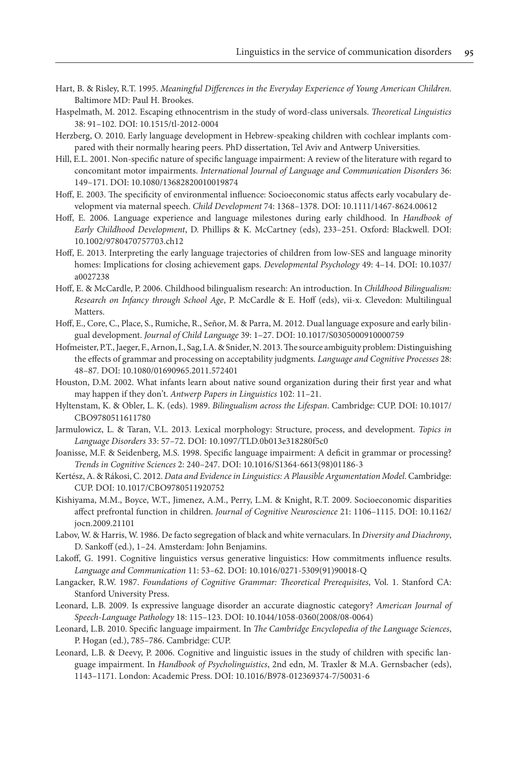Hart, B. & Risley, R.T. 1995. *Meaningful Differences in the Everyday Experience of Young American Children*. Baltimore MD: Paul H. Brookes.

Haspelmath, M. 2012. Escaping ethnocentrism in the study of word-class universals. *Theoretical Linguistics* 38: 91–102. DOI: 10.1515/tl-2012-0004

Herzberg, O. 2010. Early language development in Hebrew-speaking children with cochlear implants compared with their normally hearing peers. PhD dissertation, Tel Aviv and Antwerp Universities.

Hill, E.L. 2001. Non-specific nature of specific language impairment: A review of the literature with regard to concomitant motor impairments. *International Journal of Language and Communication Disorders* 36: 149–171. DOI: 10.1080/13682820010019874

Hoff, E. 2003. The specificity of environmental influence: Socioeconomic status affects early vocabulary development via maternal speech. *Child Development* 74: 1368–1378. DOI: 10.1111/1467-8624.00612

Hoff, E. 2006. Language experience and language milestones during early childhood. In *Handbook of Early Childhood Development*, D. Phillips & K. McCartney (eds), 233–251. Oxford: Blackwell. DOI: 10.1002/9780470757703.ch12

Hoff, E. 2013. Interpreting the early language trajectories of children from low-SES and language minority homes: Implications for closing achievement gaps. *Developmental Psychology* 49: 4–14. DOI: 10.1037/a0027238

Hoff, E. & McCardle, P. 2006. Childhood bilingualism research: An introduction. In *Childhood Bilingualism: Research on Infancy through School Age*, P. McCardle & E. Hoff (eds), vii-x. Clevedon: Multilingual Matters.

Hoff, E., Core, C., Place, S., Rumiche, R., Señor, M. & Parra, M. 2012. Dual language exposure and early bilingual development. *Journal of Child Language* 39: 1–27. DOI: 10.1017/S0305000910000759

Hofmeister, P.T., Jaeger, F., Arnon, I., Sag, I.A. & Snider, N. 2013. The source ambiguity problem: Distinguishing the effects of grammar and processing on acceptability judgments. *Language and Cognitive Processes* 28: 48–87. DOI: 10.1080/01690965.2011.572401

Houston, D.M. 2002. What infants learn about native sound organization during their first year and what may happen if they don't. *Antwerp Papers in Linguistics* 102: 11–21.

Hyltenstam, K. & Obler, L. K. (eds). 1989. *Bilingualism across the Lifespan*. Cambridge: CUP. DOI: 10.1017/CBO9780511611780

Jarmulowicz, L. & Taran, V.L. 2013. Lexical morphology: Structure, process, and development. *Topics in Language Disorders* 33: 57–72. DOI: 10.1097/TLD.0b013e318280f5c0

Joanisse, M.F. & Seidenberg, M.S. 1998. Specific language impairment: A deficit in grammar or processing? *Trends in Cognitive Sciences* 2: 240–247. DOI: 10.1016/S1364-6613(98)01186-3

Kertész, A. & Rákosi, C. 2012. *Data and Evidence in Linguistics: A Plausible Argumentation Model*. Cambridge: CUP. DOI: 10.1017/CBO9780511920752

Kishiyama, M.M., Boyce, W.T., Jimenez, A.M., Perry, L.M. & Knight, R.T. 2009. Socioeconomic disparities affect prefrontal function in children. *Journal of Cognitive Neuroscience* 21: 1106–1115. DOI: 10.1162/jocn.2009.21101

Labov, W. & Harris, W. 1986. De facto segregation of black and white vernaculars. In *Diversity and Diachrony*, D. Sankoff (ed.), 1–24. Amsterdam: John Benjamins.

Lakoff, G. 1991. Cognitive linguistics versus generative linguistics: How commitments influence results. *Language and Communication* 11: 53–62. DOI: 10.1016/0271-5309(91)90018-Q

Langacker, R.W. 1987. *Foundations of Cognitive Grammar: Theoretical Prerequisites*, Vol. 1. Stanford CA: Stanford University Press.

Leonard, L.B. 2009. Is expressive language disorder an accurate diagnostic category? *American Journal of Speech-Language Pathology* 18: 115–123. DOI: 10.1044/1058-0360(2008/08-0064)

Leonard, L.B. 2010. Specific language impairment. In *The Cambridge Encyclopedia of the Language Sciences*, P. Hogan (ed.), 785–786. Cambridge: CUP.

Leonard, L.B. & Deevy, P. 2006. Cognitive and linguistic issues in the study of children with specific language impairment. In *Handbook of Psycholinguistics*, 2nd edn, M. Traxler & M.A. Gernsbacher (eds), 1143–1171. London: Academic Press. DOI: 10.1016/B978-012369374-7/50031-6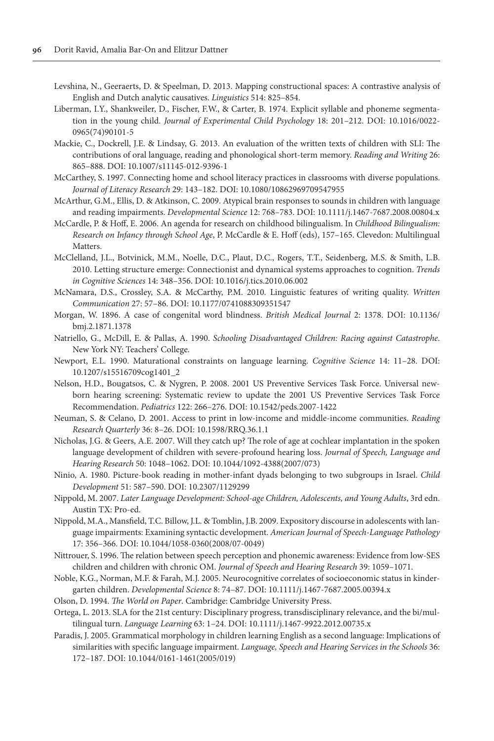Levshina, N., Geeraerts, D. & Speelman, D. 2013. Mapping constructional spaces: A contrastive analysis of English and Dutch analytic causatives. *Linguistics* 514: 825–854.

Liberman, I.Y., Shankweiler, D., Fischer, F.W., & Carter, B. 1974. Explicit syllable and phoneme segmentation in the young child. *Journal of Experimental Child Psychology* 18: 201–212. DOI: 10.1016/0022-0965(74)90101-5

Mackie, C., Dockrell, J.E. & Lindsay, G. 2013. An evaluation of the written texts of children with SLI: The contributions of oral language, reading and phonological short-term memory. *Reading and Writing* 26: 865–888. DOI: 10.1007/s11145-012-9396-1

McCarthey, S. 1997. Connecting home and school literacy practices in classrooms with diverse populations. *Journal of Literacy Research* 29: 143–182. DOI: 10.1080/10862969709547955

McArthur, G.M., Ellis, D. & Atkinson, C. 2009. Atypical brain responses to sounds in children with language and reading impairments. *Developmental Science* 12: 768–783. DOI: 10.1111/j.1467-7687.2008.00804.x

McCardle, P. & Hoff, E. 2006. An agenda for research on childhood bilingualism. In *Childhood Bilingualism: Research on Infancy through School Age*, P. McCardle & E. Hoff (eds), 157–165. Clevedon: Multilingual Matters.

McClelland, J.L., Botvinick, M.M., Noelle, D.C., Plaut, D.C., Rogers, T.T., Seidenberg, M.S. & Smith, L.B. 2010. Letting structure emerge: Connectionist and dynamical systems approaches to cognition. *Trends in Cognitive Sciences* 14: 348–356. DOI: 10.1016/j.tics.2010.06.002

McNamara, D.S., Crossley, S.A. & McCarthy, P.M. 2010. Linguistic features of writing quality. *Written Communication* 27: 57–86. DOI: 10.1177/0741088309351547

Morgan, W. 1896. A case of congenital word blindness. *British Medical Journal* 2: 1378. DOI: 10.1136/bmj.2.1871.1378

Natriello, G., McDill, E. & Pallas, A. 1990. *Schooling Disadvantaged Children: Racing against Catastrophe*. New York NY: Teachers' College.

Newport, E.L. 1990. Maturational constraints on language learning. *Cognitive Science* 14: 11–28. DOI: 10.1207/s15516709cog1401_2

Nelson, H.D., Bougatsos, C. & Nygren, P. 2008. 2001 US Preventive Services Task Force. Universal newborn hearing screening: Systematic review to update the 2001 US Preventive Services Task Force Recommendation. *Pediatrics* 122: 266–276. DOI: 10.1542/peds.2007-1422

Neuman, S. & Celano, D. 2001. Access to print in low-income and middle-income communities. *Reading Research Quarterly* 36: 8–26. DOI: 10.1598/RRQ.36.1.1

Nicholas, J.G. & Geers, A.E. 2007. Will they catch up? The role of age at cochlear implantation in the spoken language development of children with severe-profound hearing loss. *Journal of Speech, Language and Hearing Research* 50: 1048–1062. DOI: 10.1044/1092-4388(2007/073)

Ninio, A. 1980. Picture-book reading in mother-infant dyads belonging to two subgroups in Israel. *Child Development* 51: 587–590. DOI: 10.2307/1129299

Nippold, M. 2007. *Later Language Development: School-age Children, Adolescents, and Young Adults*, 3rd edn. Austin TX: Pro-ed.

Nippold, M.A., Mansfield, T.C. Billow, J.L. & Tomblin, J.B. 2009. Expository discourse in adolescents with language impairments: Examining syntactic development. *American Journal of Speech-Language Pathology* 17: 356–366. DOI: 10.1044/1058-0360(2008/07-0049)

Nittrouer, S. 1996. The relation between speech perception and phonemic awareness: Evidence from low-SES children and children with chronic OM. *Journal of Speech and Hearing Research* 39: 1059–1071.

Noble, K.G., Norman, M.F. & Farah, M.J. 2005. Neurocognitive correlates of socioeconomic status in kindergarten children. *Developmental Science* 8: 74–87. DOI: 10.1111/j.1467-7687.2005.00394.x

Olson, D. 1994. *The World on Paper*. Cambridge: Cambridge University Press.

Ortega, L. 2013. SLA for the 21st century: Disciplinary progress, transdisciplinary relevance, and the bi/multilingual turn. *Language Learning* 63: 1–24. DOI: 10.1111/j.1467-9922.2012.00735.x

Paradis, J. 2005. Grammatical morphology in children learning English as a second language: Implications of similarities with specific language impairment. *Language, Speech and Hearing Services in the Schools* 36: 172–187. DOI: 10.1044/0161-1461(2005/019)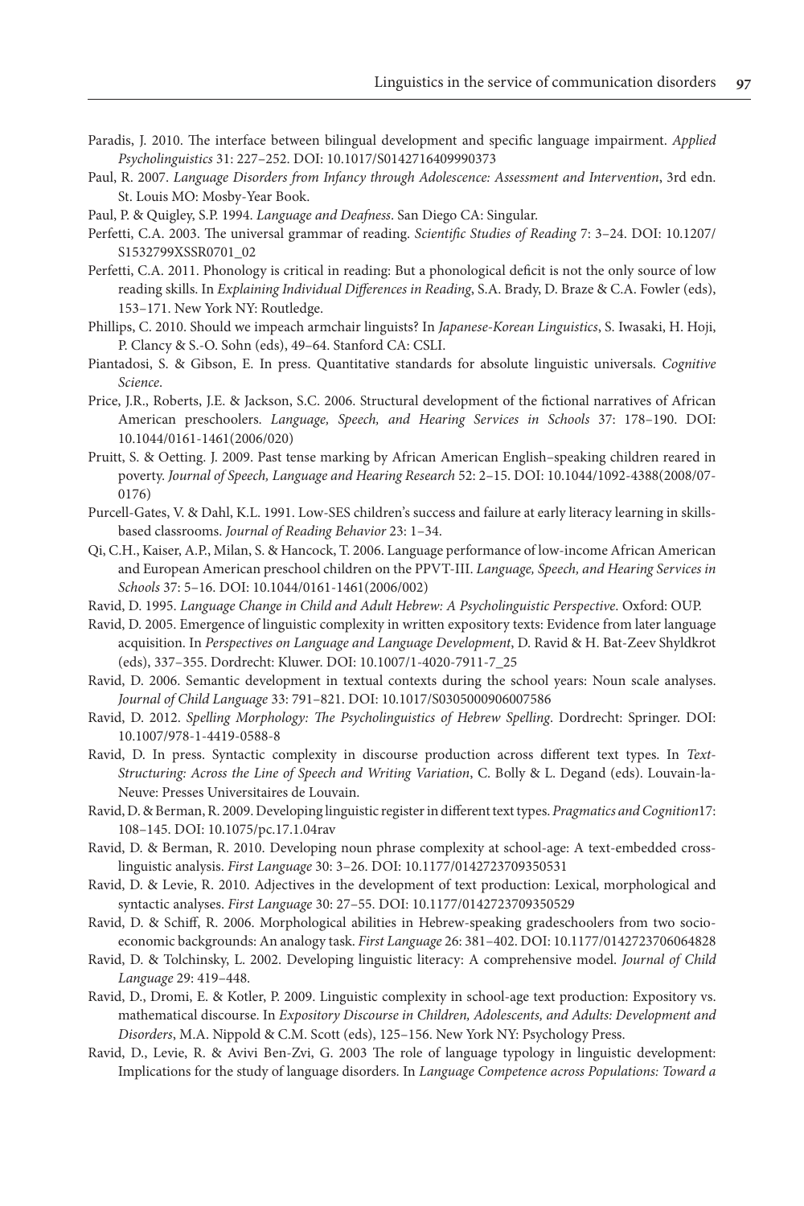Paradis, J. 2010. The interface between bilingual development and specific language impairment. *Applied Psycholinguistics* 31: 227–252. DOI: 10.1017/S0142716409990373

Paul, R. 2007. *Language Disorders from Infancy through Adolescence: Assessment and Intervention*, 3rd edn. St. Louis MO: Mosby-Year Book.

Paul, P. & Quigley, S.P. 1994. *Language and Deafness*. San Diego CA: Singular.

Perfetti, C.A. 2003. The universal grammar of reading. *Scientific Studies of Reading* 7: 3–24. DOI: 10.1207/S1532799XSSR0701_02

Perfetti, C.A. 2011. Phonology is critical in reading: But a phonological deficit is not the only source of low reading skills. In *Explaining Individual Differences in Reading*, S.A. Brady, D. Braze & C.A. Fowler (eds), 153–171. New York NY: Routledge.

Phillips, C. 2010. Should we impeach armchair linguists? In *Japanese-Korean Linguistics*, S. Iwasaki, H. Hoji, P. Clancy & S.-O. Sohn (eds), 49–64. Stanford CA: CSLI.

Piantadosi, S. & Gibson, E. In press. Quantitative standards for absolute linguistic universals. *Cognitive Science*.

Price, J.R., Roberts, J.E. & Jackson, S.C. 2006. Structural development of the fictional narratives of African American preschoolers. *Language, Speech, and Hearing Services in Schools* 37: 178–190. DOI: 10.1044/0161-1461(2006/020)

Pruitt, S. & Oetting. J. 2009. Past tense marking by African American English–speaking children reared in poverty. *Journal of Speech, Language and Hearing Research* 52: 2–15. DOI: 10.1044/1092-4388(2008/07-0176)

Purcell-Gates, V. & Dahl, K.L. 1991. Low-SES children's success and failure at early literacy learning in skills-based classrooms. *Journal of Reading Behavior* 23: 1–34.

Qi, C.H., Kaiser, A.P., Milan, S. & Hancock, T. 2006. Language performance of low-income African American and European American preschool children on the PPVT-III. *Language, Speech, and Hearing Services in Schools* 37: 5–16. DOI: 10.1044/0161-1461(2006/002)

Ravid, D. 1995. *Language Change in Child and Adult Hebrew: A Psycholinguistic Perspective*. Oxford: OUP.

Ravid, D. 2005. Emergence of linguistic complexity in written expository texts: Evidence from later language acquisition. In *Perspectives on Language and Language Development*, D. Ravid & H. Bat-Zeev Shyldkrot (eds), 337–355. Dordrecht: Kluwer. DOI: 10.1007/1-4020-7911-7_25

Ravid, D. 2006. Semantic development in textual contexts during the school years: Noun scale analyses. *Journal of Child Language* 33: 791–821. DOI: 10.1017/S0305000906007586

Ravid, D. 2012. *Spelling Morphology: The Psycholinguistics of Hebrew Spelling*. Dordrecht: Springer. DOI: 10.1007/978-1-4419-0588-8

Ravid, D. In press. Syntactic complexity in discourse production across different text types. In *Text-Structuring: Across the Line of Speech and Writing Variation*, C. Bolly & L. Degand (eds). Louvain-la-Neuve: Presses Universitaires de Louvain.

Ravid, D. & Berman, R. 2009. Developing linguistic register in different text types. *Pragmatics and Cognition* 17: 108–145. DOI: 10.1075/pc.17.1.04rav

Ravid, D. & Berman, R. 2010. Developing noun phrase complexity at school-age: A text-embedded cross-linguistic analysis. *First Language* 30: 3–26. DOI: 10.1177/0142723709350531

Ravid, D. & Levie, R. 2010. Adjectives in the development of text production: Lexical, morphological and syntactic analyses. *First Language* 30: 27–55. DOI: 10.1177/0142723709350529

Ravid, D. & Schiff, R. 2006. Morphological abilities in Hebrew-speaking gradeschoolers from two socio-economic backgrounds: An analogy task. *First Language* 26: 381–402. DOI: 10.1177/0142723706064828

Ravid, D. & Tolchinsky, L. 2002. Developing linguistic literacy: A comprehensive model. *Journal of Child Language* 29: 419–448.

Ravid, D., Dromi, E. & Kotler, P. 2009. Linguistic complexity in school-age text production: Expository vs. mathematical discourse. In *Expository Discourse in Children, Adolescents, and Adults: Development and Disorders*, M.A. Nippold & C.M. Scott (eds), 125–156. New York NY: Psychology Press.

Ravid, D., Levie, R. & Avivi Ben-Zvi, G. 2003 The role of language typology in linguistic development: Implications for the study of language disorders. In *Language Competence across Populations: Toward a*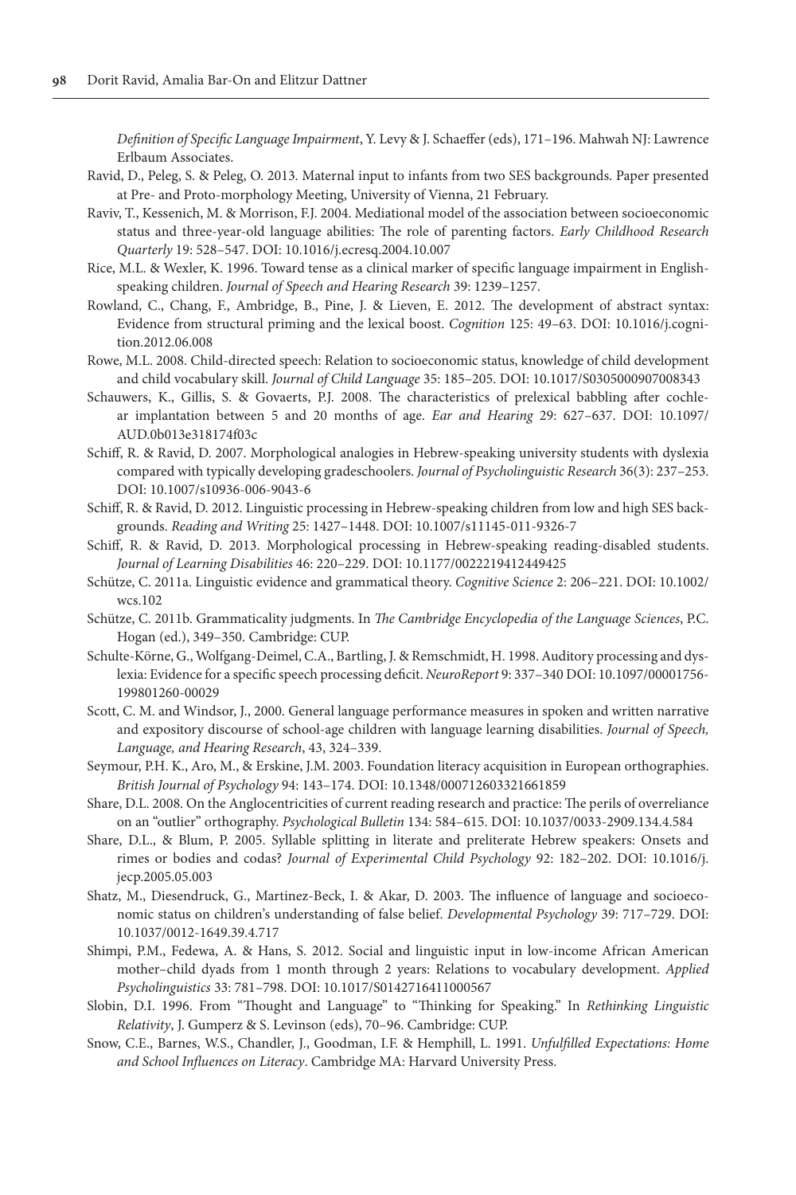*Definition of Specific Language Impairment*, Y. Levy & J. Schaeffer (eds), 171–196. Mahwah NJ: Lawrence Erlbaum Associates.

Ravid, D., Peleg, S. & Peleg, O. 2013. Maternal input to infants from two SES backgrounds. Paper presented at Pre- and Proto-morphology Meeting, University of Vienna, 21 February.

Raviv, T., Kessenich, M. & Morrison, F.J. 2004. Mediational model of the association between socioeconomic status and three-year-old language abilities: The role of parenting factors. *Early Childhood Research Quarterly* 19: 528–547. DOI: 10.1016/j.ecresq.2004.10.007

Rice, M.L. & Wexler, K. 1996. Toward tense as a clinical marker of specific language impairment in English-speaking children. *Journal of Speech and Hearing Research* 39: 1239–1257.

Rowland, C., Chang, F., Ambridge, B., Pine, J. & Lieven, E. 2012. The development of abstract syntax: Evidence from structural priming and the lexical boost. *Cognition* 125: 49–63. DOI: 10.1016/j.cognition.2012.06.008

Rowe, M.L. 2008. Child-directed speech: Relation to socioeconomic status, knowledge of child development and child vocabulary skill. *Journal of Child Language* 35: 185–205. DOI: 10.1017/S0305000907008343

Schauwers, K., Gillis, S. & Govaerts, P.J. 2008. The characteristics of prelexical babbling after cochlear implantation between 5 and 20 months of age. *Ear and Hearing* 29: 627–637. DOI: 10.1097/AUD.0b013e318174f03c

Schiff, R. & Ravid, D. 2007. Morphological analogies in Hebrew-speaking university students with dyslexia compared with typically developing gradeschoolers. *Journal of Psycholinguistic Research* 36(3): 237–253. DOI: 10.1007/s10936-006-9043-6

Schiff, R. & Ravid, D. 2012. Linguistic processing in Hebrew-speaking children from low and high SES backgrounds. *Reading and Writing* 25: 1427–1448. DOI: 10.1007/s11145-011-9326-7

Schiff, R. & Ravid, D. 2013. Morphological processing in Hebrew-speaking reading-disabled students. *Journal of Learning Disabilities* 46: 220–229. DOI: 10.1177/0022219412449425

Schütze, C. 2011a. Linguistic evidence and grammatical theory. *Cognitive Science* 2: 206–221. DOI: 10.1002/wcs.102

Schütze, C. 2011b. Grammaticality judgments. In *The Cambridge Encyclopedia of the Language Sciences*, P.C. Hogan (ed.), 349–350. Cambridge: CUP.

Schulte-Körne, G., Wolfgang-Deimel, C.A., Bartling, J. & Remschmidt, H. 1998. Auditory processing and dyslexia: Evidence for a specific speech processing deficit. *NeuroReport* 9: 337–340 DOI: 10.1097/00001756-199801260-00029

Scott, C. M. and Windsor, J., 2000. General language performance measures in spoken and written narrative and expository discourse of school-age children with language learning disabilities. *Journal of Speech, Language, and Hearing Research*, 43, 324–339.

Seymour, P.H. K., Aro, M., & Erskine, J.M. 2003. Foundation literacy acquisition in European orthographies. *British Journal of Psychology* 94: 143–174. DOI: 10.1348/000712603321661859

Share, D.L. 2008. On the Anglocentricities of current reading research and practice: The perils of overreliance on an "outlier" orthography. *Psychological Bulletin* 134: 584–615. DOI: 10.1037/0033-2909.134.4.584

Share, D.L., & Blum, P. 2005. Syllable splitting in literate and preliterate Hebrew speakers: Onsets and rimes or bodies and codas? *Journal of Experimental Child Psychology* 92: 182–202. DOI: 10.1016/j.jecp.2005.05.003

Shatz, M., Diesendruck, G., Martinez-Beck, I. & Akar, D. 2003. The influence of language and socioeconomic status on children's understanding of false belief. *Developmental Psychology* 39: 717–729. DOI: 10.1037/0012-1649.39.4.717

Shimpi, P.M., Fedewa, A. & Hans, S. 2012. Social and linguistic input in low-income African American mother–child dyads from 1 month through 2 years: Relations to vocabulary development. *Applied Psycholinguistics* 33: 781–798. DOI: 10.1017/S0142716411000567

Slobin, D.I. 1996. From "Thought and Language" to "Thinking for Speaking." In *Rethinking Linguistic Relativity*, J. Gumperz & S. Levinson (eds), 70–96. Cambridge: CUP.

Snow, C.E., Barnes, W.S., Chandler, J., Goodman, I.F. & Hemphill, L. 1991. *Unfulfilled Expectations: Home and School Influences on Literacy*. Cambridge MA: Harvard University Press.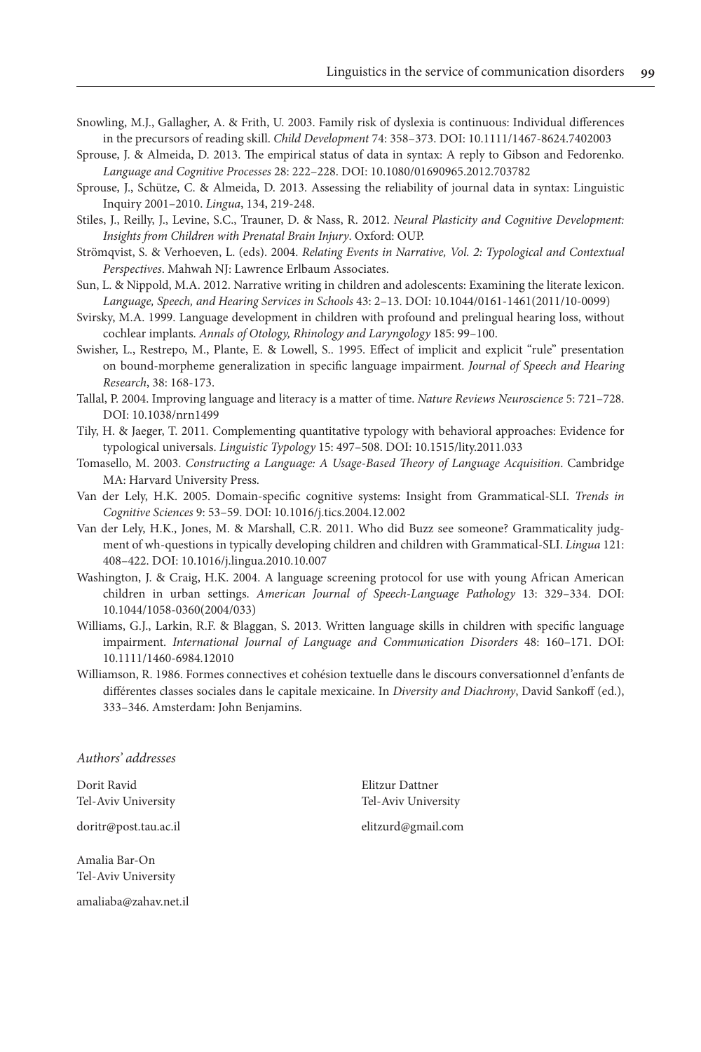Snowling, M.J., Gallagher, A. & Frith, U. 2003. Family risk of dyslexia is continuous: Individual differences in the precursors of reading skill. *Child Development* 74: 358–373. DOI: 10.1111/1467-8624.7402003

Sprouse, J. & Almeida, D. 2013. The empirical status of data in syntax: A reply to Gibson and Fedorenko. *Language and Cognitive Processes* 28: 222–228. DOI: 10.1080/01690965.2012.703782

Sprouse, J., Schütze, C. & Almeida, D. 2013. Assessing the reliability of journal data in syntax: Linguistic Inquiry 2001–2010. *Lingua*, 134, 219-248.

Stiles, J., Reilly, J., Levine, S.C., Trauner, D. & Nass, R. 2012. *Neural Plasticity and Cognitive Development: Insights from Children with Prenatal Brain Injury*. Oxford: OUP.

Strömqvist, S. & Verhoeven, L. (eds). 2004. *Relating Events in Narrative, Vol. 2: Typological and Contextual Perspectives*. Mahwah NJ: Lawrence Erlbaum Associates.

Sun, L. & Nippold, M.A. 2012. Narrative writing in children and adolescents: Examining the literate lexicon. *Language, Speech, and Hearing Services in Schools* 43: 2–13. DOI: 10.1044/0161-1461(2011/10-0099)

Svirsky, M.A. 1999. Language development in children with profound and prelingual hearing loss, without cochlear implants. *Annals of Otology, Rhinology and Laryngology* 185: 99–100.

Swisher, L., Restrepo, M., Plante, E. & Lowell, S.. 1995. Effect of implicit and explicit "rule" presentation on bound-morpheme generalization in specific language impairment. *Journal of Speech and Hearing Research*, 38: 168-173.

Tallal, P. 2004. Improving language and literacy is a matter of time. *Nature Reviews Neuroscience* 5: 721–728. DOI: 10.1038/nrn1499

Tily, H. & Jaeger, T. 2011. Complementing quantitative typology with behavioral approaches: Evidence for typological universals. *Linguistic Typology* 15: 497–508. DOI: 10.1515/lity.2011.033

Tomasello, M. 2003. *Constructing a Language: A Usage-Based Theory of Language Acquisition*. Cambridge MA: Harvard University Press.

Van der Lely, H.K. 2005. Domain-specific cognitive systems: Insight from Grammatical-SLI. *Trends in Cognitive Sciences* 9: 53–59. DOI: 10.1016/j.tics.2004.12.002

Van der Lely, H.K., Jones, M. & Marshall, C.R. 2011. Who did Buzz see someone? Grammaticality judgment of wh-questions in typically developing children and children with Grammatical-SLI. *Lingua* 121: 408–422. DOI: 10.1016/j.lingua.2010.10.007

Washington, J. & Craig, H.K. 2004. A language screening protocol for use with young African American children in urban settings. *American Journal of Speech-Language Pathology* 13: 329–334. DOI: 10.1044/1058-0360(2004/033)

Williams, G.J., Larkin, R.F. & Blaggan, S. 2013. Written language skills in children with specific language impairment. *International Journal of Language and Communication Disorders* 48: 160–171. DOI: 10.1111/1460-6984.12010

Williamson, R. 1986. Formes connectives et cohésion textuelle dans le discours conversationnel d'enfants de différentes classes sociales dans le capitale mexicaine. In *Diversity and Diachrony*, David Sankoff (ed.), 333–346. Amsterdam: John Benjamins.

*Authors' addresses*

Dorit Ravid
Tel-Aviv University

doritr@post.tau.ac.il

Elitzur Dattner
Tel-Aviv University

elitzurd@gmail.com

Amalia Bar-On
Tel-Aviv University

amaliaba@zahav.net.il